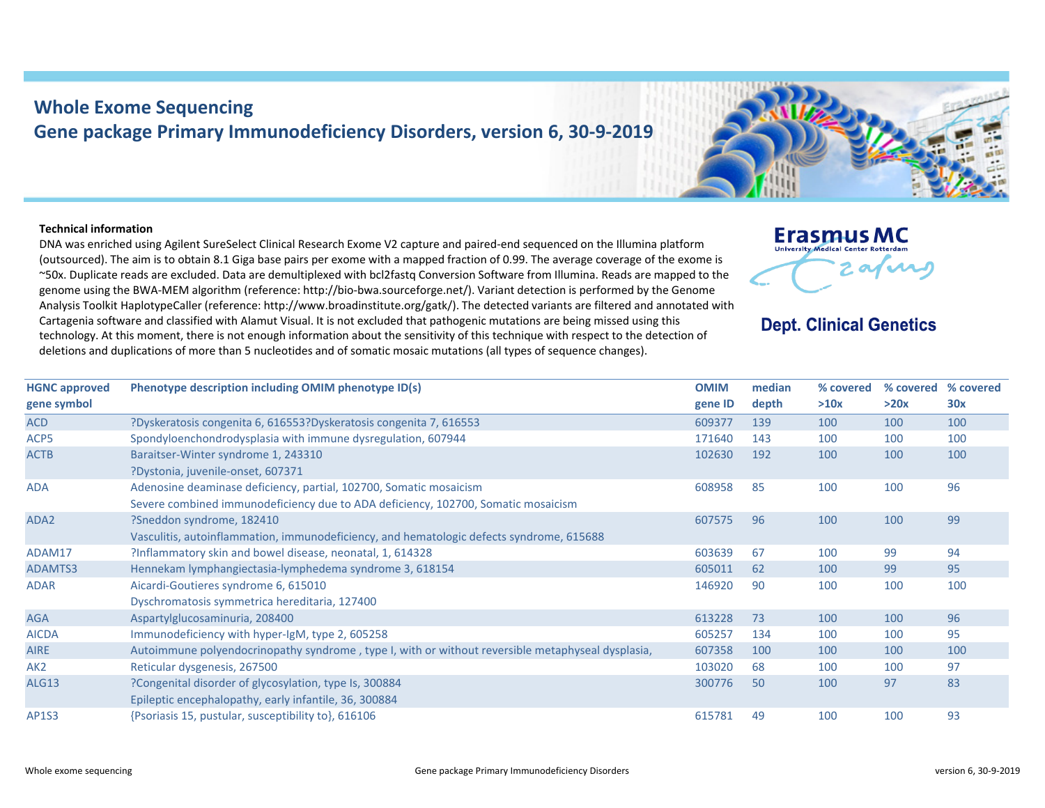# Whole Exome Sequencing

## Gene package Primary Immunodeficiency Disorders, version 6, 30-9-2019

**Erasmus MC**
University Medical Center Rotterdam

**Dept. Clinical Genetics**

**Technical information**

DNA was enriched using Agilent SureSelect Clinical Research Exome V2 capture and paired-end sequenced on the Illumina platform (outsourced). The aim is to obtain 8.1 Giga base pairs per exome with a mapped fraction of 0.99. The average coverage of the exome is ~50x. Duplicate reads are excluded. Data are demultiplexed with bcl2fastq Conversion Software from Illumina. Reads are mapped to the genome using the BWA-MEM algorithm (reference: http://bio-bwa.sourceforge.net/). Variant detection is performed by the Genome Analysis Toolkit HaplotypeCaller (reference: http://www.broadinstitute.org/gatk/). The detected variants are filtered and annotated with Cartagenia software and classified with Alamut Visual. It is not excluded that pathogenic mutations are being missed using this technology. At this moment, there is not enough information about the sensitivity of this technique with respect to the detection of deletions and duplications of more than 5 nucleotides and of somatic mosaic mutations (all types of sequence changes).

| HGNC approved gene symbol | Phenotype description including OMIM phenotype ID(s) | OMIM gene ID | median depth | % covered >10x | % covered >20x | % covered 30x |
|---|---|---|---|---|---|---|
| ACD | ?Dyskeratosis congenita 6, 616553?Dyskeratosis congenita 7, 616553 | 609377 | 139 | 100 | 100 | 100 |
| ACP5 | Spondyloenchondrodysplasia with immune dysregulation, 607944 | 171640 | 143 | 100 | 100 | 100 |
| ACTB | Baraitser-Winter syndrome 1, 243310<br>?Dystonia, juvenile-onset, 607371 | 102630 | 192 | 100 | 100 | 100 |
| ADA | Adenosine deaminase deficiency, partial, 102700, Somatic mosaicism<br>Severe combined immunodeficiency due to ADA deficiency, 102700, Somatic mosaicism | 608958 | 85 | 100 | 100 | 96 |
| ADA2 | ?Sneddon syndrome, 182410<br>Vasculitis, autoinflammation, immunodeficiency, and hematologic defects syndrome, 615688 | 607575 | 96 | 100 | 100 | 99 |
| ADAM17 | ?Inflammatory skin and bowel disease, neonatal, 1, 614328 | 603639 | 67 | 100 | 99 | 94 |
| ADAMTS3 | Hennekam lymphangiectasia-lymphedema syndrome 3, 618154 | 605011 | 62 | 100 | 99 | 95 |
| ADAR | Aicardi-Goutieres syndrome 6, 615010<br>Dyschromatosis symmetrica hereditaria, 127400 | 146920 | 90 | 100 | 100 | 100 |
| AGA | Aspartylglucosaminuria, 208400 | 613228 | 73 | 100 | 100 | 96 |
| AICDA | Immunodeficiency with hyper-IgM, type 2, 605258 | 605257 | 134 | 100 | 100 | 95 |
| AIRE | Autoimmune polyendocrinopathy syndrome , type I, with or without reversible metaphyseal dysplasia, | 607358 | 100 | 100 | 100 | 100 |
| AK2 | Reticular dysgenesis, 267500 | 103020 | 68 | 100 | 100 | 97 |
| ALG13 | ?Congenital disorder of glycosylation, type Is, 300884<br>Epileptic encephalopathy, early infantile, 36, 300884 | 300776 | 50 | 100 | 97 | 83 |
| AP1S3 | {Psoriasis 15, pustular, susceptibility to}, 616106 | 615781 | 49 | 100 | 100 | 93 |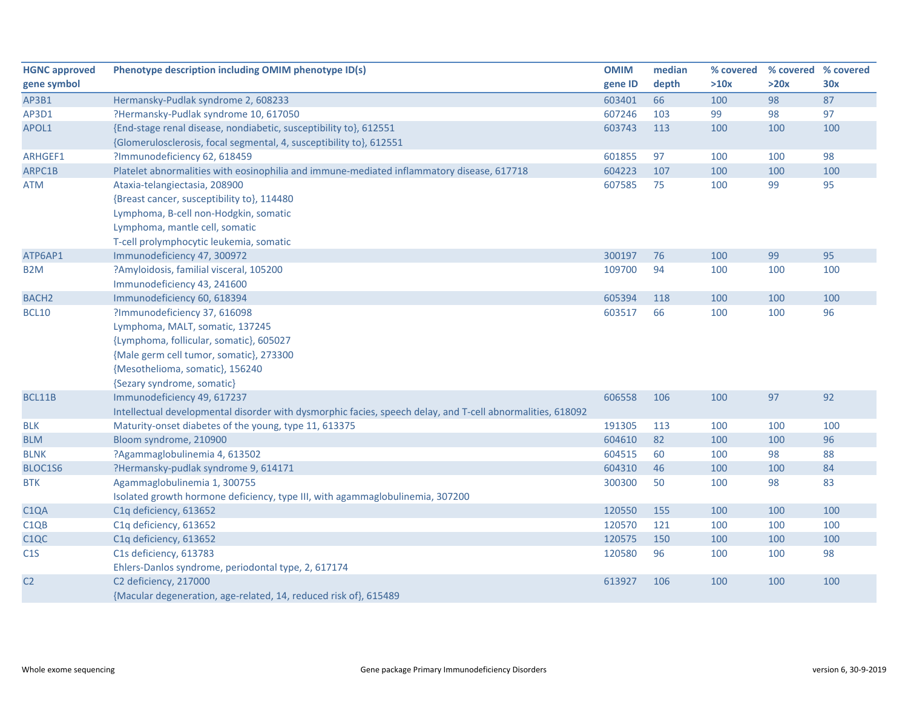| HGNC approved gene symbol | Phenotype description including OMIM phenotype ID(s) | OMIM gene ID | median depth | % covered >10x | % covered >20x | % covered 30x |
|---|---|---|---|---|---|---|
| AP3B1 | Hermansky-Pudlak syndrome 2, 608233 | 603401 | 66 | 100 | 98 | 87 |
| AP3D1 | ?Hermansky-Pudlak syndrome 10, 617050 | 607246 | 103 | 99 | 98 | 97 |
| APOL1 | {End-stage renal disease, nondiabetic, susceptibility to}, 612551<br>{Glomerulosclerosis, focal segmental, 4, susceptibility to}, 612551 | 603743 | 113 | 100 | 100 | 100 |
| ARHGEF1 | ?Immunodeficiency 62, 618459 | 601855 | 97 | 100 | 100 | 98 |
| ARPC1B | Platelet abnormalities with eosinophilia and immune-mediated inflammatory disease, 617718 | 604223 | 107 | 100 | 100 | 100 |
| ATM | Ataxia-telangiectasia, 208900<br>{Breast cancer, susceptibility to}, 114480<br>Lymphoma, B-cell non-Hodgkin, somatic<br>Lymphoma, mantle cell, somatic<br>T-cell prolymphocytic leukemia, somatic | 607585 | 75 | 100 | 99 | 95 |
| ATP6AP1 | Immunodeficiency 47, 300972 | 300197 | 76 | 100 | 99 | 95 |
| B2M | ?Amyloidosis, familial visceral, 105200<br>Immunodeficiency 43, 241600 | 109700 | 94 | 100 | 100 | 100 |
| BACH2 | Immunodeficiency 60, 618394 | 605394 | 118 | 100 | 100 | 100 |
| BCL10 | ?Immunodeficiency 37, 616098<br>Lymphoma, MALT, somatic, 137245<br>{Lymphoma, follicular, somatic}, 605027<br>{Male germ cell tumor, somatic}, 273300<br>{Mesothelioma, somatic}, 156240<br>{Sezary syndrome, somatic} | 603517 | 66 | 100 | 100 | 96 |
| BCL11B | Immunodeficiency 49, 617237<br>Intellectual developmental disorder with dysmorphic facies, speech delay, and T-cell abnormalities, 618092 | 606558 | 106 | 100 | 97 | 92 |
| BLK | Maturity-onset diabetes of the young, type 11, 613375 | 191305 | 113 | 100 | 100 | 100 |
| BLM | Bloom syndrome, 210900 | 604610 | 82 | 100 | 100 | 96 |
| BLNK | ?Agammaglobulinemia 4, 613502 | 604515 | 60 | 100 | 98 | 88 |
| BLOC1S6 | ?Hermansky-pudlak syndrome 9, 614171 | 604310 | 46 | 100 | 100 | 84 |
| BTK | Agammaglobulinemia 1, 300755<br>Isolated growth hormone deficiency, type III, with agammaglobulinemia, 307200 | 300300 | 50 | 100 | 98 | 83 |
| C1QA | C1q deficiency, 613652 | 120550 | 155 | 100 | 100 | 100 |
| C1QB | C1q deficiency, 613652 | 120570 | 121 | 100 | 100 | 100 |
| C1QC | C1q deficiency, 613652 | 120575 | 150 | 100 | 100 | 100 |
| C1S | C1s deficiency, 613783<br>Ehlers-Danlos syndrome, periodontal type, 2, 617174 | 120580 | 96 | 100 | 100 | 98 |
| C2 | C2 deficiency, 217000<br>{Macular degeneration, age-related, 14, reduced risk of}, 615489 | 613927 | 106 | 100 | 100 | 100 |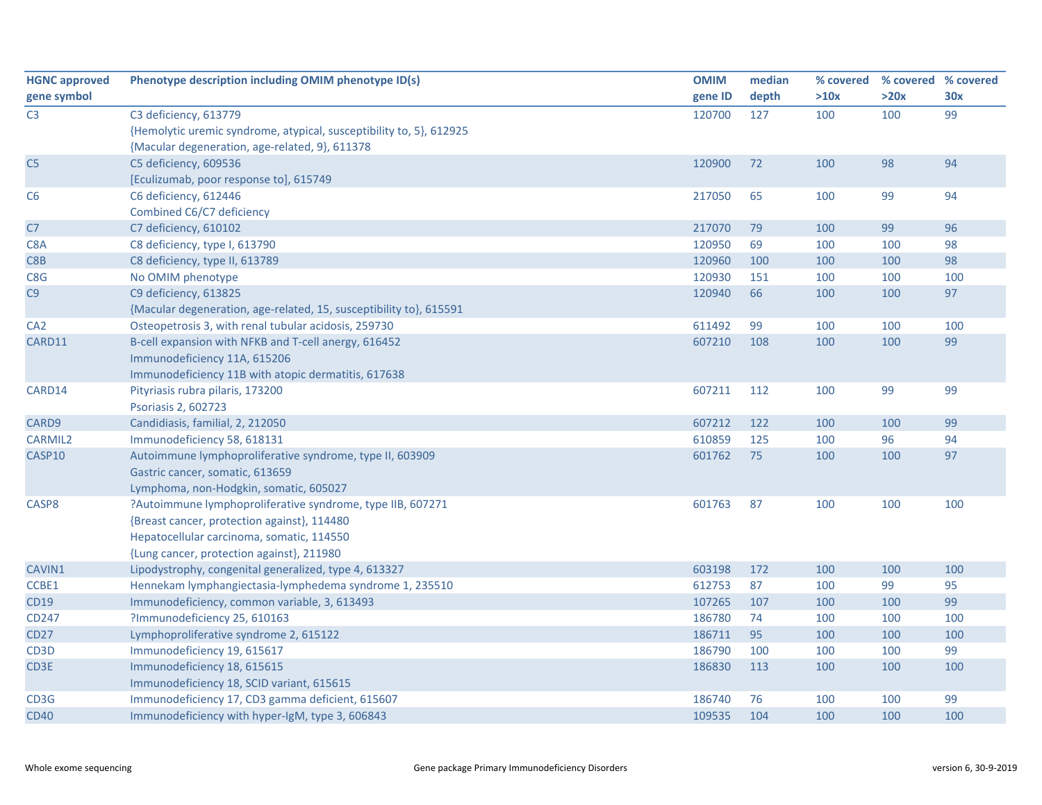| HGNC approved gene symbol | Phenotype description including OMIM phenotype ID(s) | OMIM gene ID | median depth | % covered >10x | % covered >20x | % covered 30x |
|---|---|---|---|---|---|---|
| C3 | C3 deficiency, 613779<br>{Hemolytic uremic syndrome, atypical, susceptibility to, 5}, 612925<br>{Macular degeneration, age-related, 9}, 611378 | 120700 | 127 | 100 | 100 | 99 |
| C5 | C5 deficiency, 609536<br>[Eculizumab, poor response to], 615749 | 120900 | 72 | 100 | 98 | 94 |
| C6 | C6 deficiency, 612446<br>Combined C6/C7 deficiency | 217050 | 65 | 100 | 99 | 94 |
| C7 | C7 deficiency, 610102 | 217070 | 79 | 100 | 99 | 96 |
| C8A | C8 deficiency, type I, 613790 | 120950 | 69 | 100 | 100 | 98 |
| C8B | C8 deficiency, type II, 613789 | 120960 | 100 | 100 | 100 | 98 |
| C8G | No OMIM phenotype | 120930 | 151 | 100 | 100 | 100 |
| C9 | C9 deficiency, 613825<br>{Macular degeneration, age-related, 15, susceptibility to}, 615591 | 120940 | 66 | 100 | 100 | 97 |
| CA2 | Osteopetrosis 3, with renal tubular acidosis, 259730 | 611492 | 99 | 100 | 100 | 100 |
| CARD11 | B-cell expansion with NFKB and T-cell anergy, 616452<br>Immunodeficiency 11A, 615206<br>Immunodeficiency 11B with atopic dermatitis, 617638 | 607210 | 108 | 100 | 100 | 99 |
| CARD14 | Pityriasis rubra pilaris, 173200<br>Psoriasis 2, 602723 | 607211 | 112 | 100 | 99 | 99 |
| CARD9 | Candidiasis, familial, 2, 212050 | 607212 | 122 | 100 | 100 | 99 |
| CARMIL2 | Immunodeficiency 58, 618131 | 610859 | 125 | 100 | 96 | 94 |
| CASP10 | Autoimmune lymphoproliferative syndrome, type II, 603909<br>Gastric cancer, somatic, 613659<br>Lymphoma, non-Hodgkin, somatic, 605027 | 601762 | 75 | 100 | 100 | 97 |
| CASP8 | ?Autoimmune lymphoproliferative syndrome, type IIB, 607271<br>{Breast cancer, protection against}, 114480<br>Hepatocellular carcinoma, somatic, 114550<br>{Lung cancer, protection against}, 211980 | 601763 | 87 | 100 | 100 | 100 |
| CAVIN1 | Lipodystrophy, congenital generalized, type 4, 613327 | 603198 | 172 | 100 | 100 | 100 |
| CCBE1 | Hennekam lymphangiectasia-lymphedema syndrome 1, 235510 | 612753 | 87 | 100 | 99 | 95 |
| CD19 | Immunodeficiency, common variable, 3, 613493 | 107265 | 107 | 100 | 100 | 99 |
| CD247 | ?Immunodeficiency 25, 610163 | 186780 | 74 | 100 | 100 | 100 |
| CD27 | Lymphoproliferative syndrome 2, 615122 | 186711 | 95 | 100 | 100 | 100 |
| CD3D | Immunodeficiency 19, 615617 | 186790 | 100 | 100 | 100 | 99 |
| CD3E | Immunodeficiency 18, 615615<br>Immunodeficiency 18, SCID variant, 615615 | 186830 | 113 | 100 | 100 | 100 |
| CD3G | Immunodeficiency 17, CD3 gamma deficient, 615607 | 186740 | 76 | 100 | 100 | 99 |
| CD40 | Immunodeficiency with hyper-IgM, type 3, 606843 | 109535 | 104 | 100 | 100 | 100 |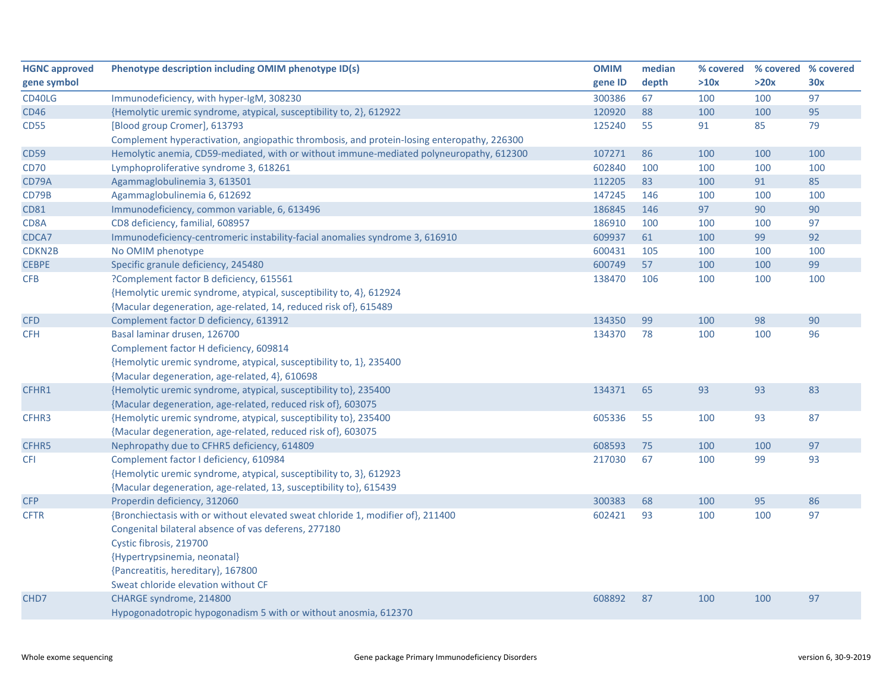| HGNC approved gene symbol | Phenotype description including OMIM phenotype ID(s) | OMIM gene ID | median depth | % covered >10x | % covered >20x | % covered 30x |
|---|---|---|---|---|---|---|
| CD40LG | Immunodeficiency, with hyper-IgM, 308230 | 300386 | 67 | 100 | 100 | 97 |
| CD46 | {Hemolytic uremic syndrome, atypical, susceptibility to, 2}, 612922 | 120920 | 88 | 100 | 100 | 95 |
| CD55 | [Blood group Cromer], 613793<br>Complement hyperactivation, angiopathic thrombosis, and protein-losing enteropathy, 226300 | 125240 | 55 | 91 | 85 | 79 |
| CD59 | Hemolytic anemia, CD59-mediated, with or without immune-mediated polyneuropathy, 612300 | 107271 | 86 | 100 | 100 | 100 |
| CD70 | Lymphoproliferative syndrome 3, 618261 | 602840 | 100 | 100 | 100 | 100 |
| CD79A | Agammaglobulinemia 3, 613501 | 112205 | 83 | 100 | 91 | 85 |
| CD79B | Agammaglobulinemia 6, 612692 | 147245 | 146 | 100 | 100 | 100 |
| CD81 | Immunodeficiency, common variable, 6, 613496 | 186845 | 146 | 97 | 90 | 90 |
| CD8A | CD8 deficiency, familial, 608957 | 186910 | 100 | 100 | 100 | 97 |
| CDCA7 | Immunodeficiency-centromeric instability-facial anomalies syndrome 3, 616910 | 609937 | 61 | 100 | 99 | 92 |
| CDKN2B | No OMIM phenotype | 600431 | 105 | 100 | 100 | 100 |
| CEBPE | Specific granule deficiency, 245480 | 600749 | 57 | 100 | 100 | 99 |
| CFB | ?Complement factor B deficiency, 615561<br>{Hemolytic uremic syndrome, atypical, susceptibility to, 4}, 612924<br>{Macular degeneration, age-related, 14, reduced risk of}, 615489 | 138470 | 106 | 100 | 100 | 100 |
| CFD | Complement factor D deficiency, 613912 | 134350 | 99 | 100 | 98 | 90 |
| CFH | Basal laminar drusen, 126700<br>Complement factor H deficiency, 609814<br>{Hemolytic uremic syndrome, atypical, susceptibility to, 1}, 235400<br>{Macular degeneration, age-related, 4}, 610698 | 134370 | 78 | 100 | 100 | 96 |
| CFHR1 | {Hemolytic uremic syndrome, atypical, susceptibility to}, 235400<br>{Macular degeneration, age-related, reduced risk of}, 603075 | 134371 | 65 | 93 | 93 | 83 |
| CFHR3 | {Hemolytic uremic syndrome, atypical, susceptibility to}, 235400<br>{Macular degeneration, age-related, reduced risk of}, 603075 | 605336 | 55 | 100 | 93 | 87 |
| CFHR5 | Nephropathy due to CFHR5 deficiency, 614809 | 608593 | 75 | 100 | 100 | 97 |
| CFI | Complement factor I deficiency, 610984<br>{Hemolytic uremic syndrome, atypical, susceptibility to, 3}, 612923<br>{Macular degeneration, age-related, 13, susceptibility to}, 615439 | 217030 | 67 | 100 | 99 | 93 |
| CFP | Properdin deficiency, 312060 | 300383 | 68 | 100 | 95 | 86 |
| CFTR | {Bronchiectasis with or without elevated sweat chloride 1, modifier of}, 211400<br>Congenital bilateral absence of vas deferens, 277180<br>Cystic fibrosis, 219700<br>{Hypertrypsinemia, neonatal}<br>{Pancreatitis, hereditary}, 167800<br>Sweat chloride elevation without CF | 602421 | 93 | 100 | 100 | 97 |
| CHD7 | CHARGE syndrome, 214800<br>Hypogonadotropic hypogonadism 5 with or without anosmia, 612370 | 608892 | 87 | 100 | 100 | 97 |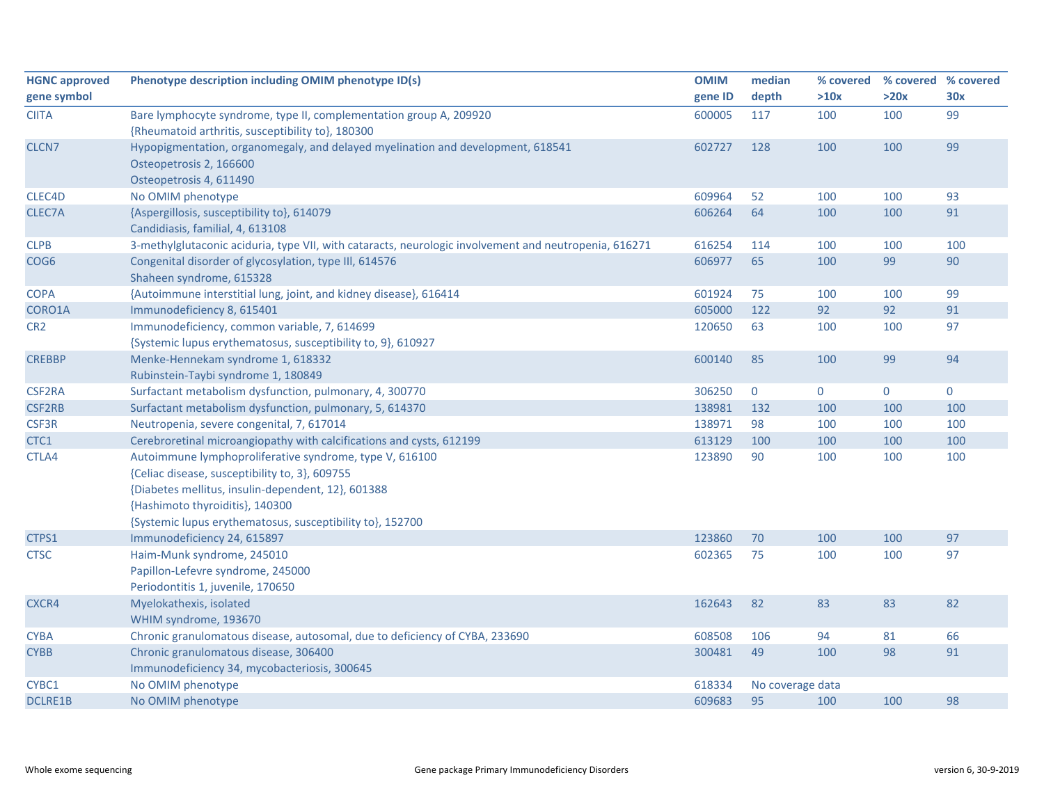| HGNC approved gene symbol | Phenotype description including OMIM phenotype ID(s) | OMIM gene ID | median depth | % covered >10x | % covered >20x | % covered 30x |
|---|---|---|---|---|---|---|
| CIITA | Bare lymphocyte syndrome, type II, complementation group A, 209920<br>{Rheumatoid arthritis, susceptibility to}, 180300 | 600005 | 117 | 100 | 100 | 99 |
| CLCN7 | Hypopigmentation, organomegaly, and delayed myelination and development, 618541<br>Osteopetrosis 2, 166600<br>Osteopetrosis 4, 611490 | 602727 | 128 | 100 | 100 | 99 |
| CLEC4D | No OMIM phenotype | 609964 | 52 | 100 | 100 | 93 |
| CLEC7A | {Aspergillosis, susceptibility to}, 614079<br>Candidiasis, familial, 4, 613108 | 606264 | 64 | 100 | 100 | 91 |
| CLPB | 3-methylglutaconic aciduria, type VII, with cataracts, neurologic involvement and neutropenia, 616271 | 616254 | 114 | 100 | 100 | 100 |
| COG6 | Congenital disorder of glycosylation, type III, 614576<br>Shaheen syndrome, 615328 | 606977 | 65 | 100 | 99 | 90 |
| COPA | {Autoimmune interstitial lung, joint, and kidney disease}, 616414 | 601924 | 75 | 100 | 100 | 99 |
| CORO1A | Immunodeficiency 8, 615401 | 605000 | 122 | 92 | 92 | 91 |
| CR2 | Immunodeficiency, common variable, 7, 614699<br>{Systemic lupus erythematosus, susceptibility to, 9}, 610927 | 120650 | 63 | 100 | 100 | 97 |
| CREBBP | Menke-Hennekam syndrome 1, 618332<br>Rubinstein-Taybi syndrome 1, 180849 | 600140 | 85 | 100 | 99 | 94 |
| CSF2RA | Surfactant metabolism dysfunction, pulmonary, 4, 300770 | 306250 | 0 | 0 | 0 | 0 |
| CSF2RB | Surfactant metabolism dysfunction, pulmonary, 5, 614370 | 138981 | 132 | 100 | 100 | 100 |
| CSF3R | Neutropenia, severe congenital, 7, 617014 | 138971 | 98 | 100 | 100 | 100 |
| CTC1 | Cerebroretinal microangiopathy with calcifications and cysts, 612199 | 613129 | 100 | 100 | 100 | 100 |
| CTLA4 | Autoimmune lymphoproliferative syndrome, type V, 616100<br>{Celiac disease, susceptibility to, 3}, 609755<br>{Diabetes mellitus, insulin-dependent, 12}, 601388<br>{Hashimoto thyroiditis}, 140300<br>{Systemic lupus erythematosus, susceptibility to}, 152700 | 123890 | 90 | 100 | 100 | 100 |
| CTPS1 | Immunodeficiency 24, 615897 | 123860 | 70 | 100 | 100 | 97 |
| CTSC | Haim-Munk syndrome, 245010<br>Papillon-Lefevre syndrome, 245000<br>Periodontitis 1, juvenile, 170650 | 602365 | 75 | 100 | 100 | 97 |
| CXCR4 | Myelokathexis, isolated<br>WHIM syndrome, 193670 | 162643 | 82 | 83 | 83 | 82 |
| CYBA | Chronic granulomatous disease, autosomal, due to deficiency of CYBA, 233690 | 608508 | 106 | 94 | 81 | 66 |
| CYBB | Chronic granulomatous disease, 306400<br>Immunodeficiency 34, mycobacteriosis, 300645 | 300481 | 49 | 100 | 98 | 91 |
| CYBC1 | No OMIM phenotype | 618334 | No coverage data | | | |
| DCLRE1B | No OMIM phenotype | 609683 | 95 | 100 | 100 | 98 |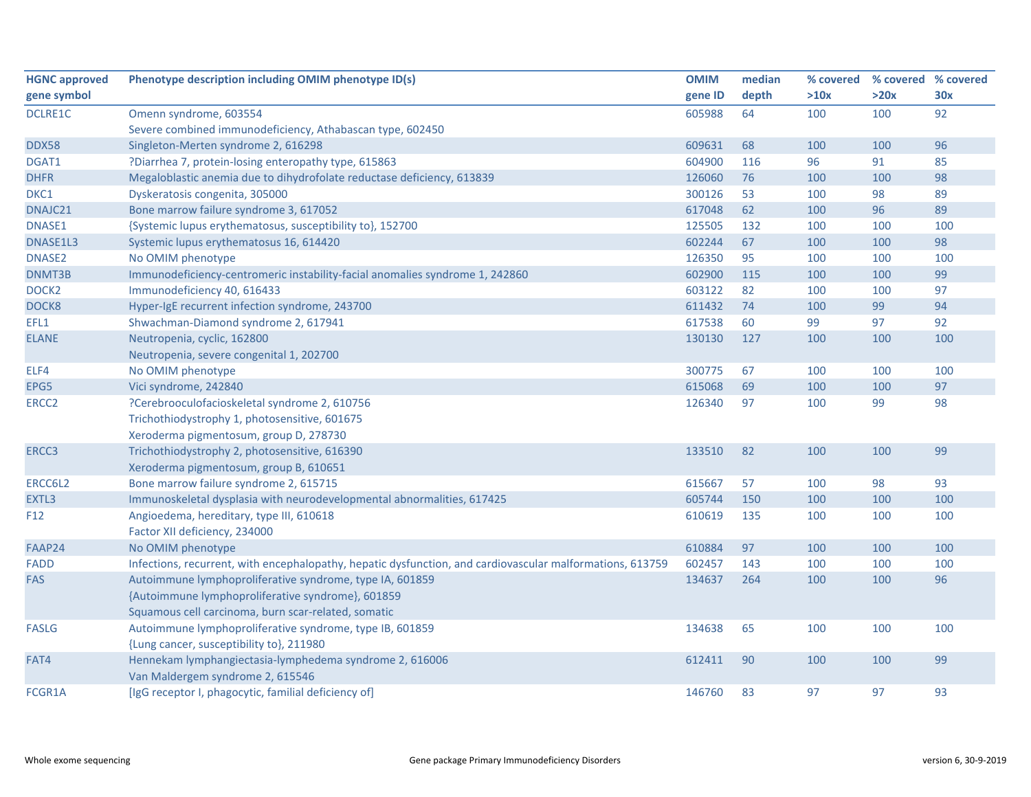| HGNC approved gene symbol | Phenotype description including OMIM phenotype ID(s) | OMIM gene ID | median depth | % covered >10x | % covered >20x | % covered 30x |
|---|---|---|---|---|---|---|
| DCLRE1C | Omenn syndrome, 603554<br>Severe combined immunodeficiency, Athabascan type, 602450 | 605988 | 64 | 100 | 100 | 92 |
| DDX58 | Singleton-Merten syndrome 2, 616298 | 609631 | 68 | 100 | 100 | 96 |
| DGAT1 | ?Diarrhea 7, protein-losing enteropathy type, 615863 | 604900 | 116 | 96 | 91 | 85 |
| DHFR | Megaloblastic anemia due to dihydrofolate reductase deficiency, 613839 | 126060 | 76 | 100 | 100 | 98 |
| DKC1 | Dyskeratosis congenita, 305000 | 300126 | 53 | 100 | 98 | 89 |
| DNAJC21 | Bone marrow failure syndrome 3, 617052 | 617048 | 62 | 100 | 96 | 89 |
| DNASE1 | {Systemic lupus erythematosus, susceptibility to}, 152700 | 125505 | 132 | 100 | 100 | 100 |
| DNASE1L3 | Systemic lupus erythematosus 16, 614420 | 602244 | 67 | 100 | 100 | 98 |
| DNASE2 | No OMIM phenotype | 126350 | 95 | 100 | 100 | 100 |
| DNMT3B | Immunodeficiency-centromeric instability-facial anomalies syndrome 1, 242860 | 602900 | 115 | 100 | 100 | 99 |
| DOCK2 | Immunodeficiency 40, 616433 | 603122 | 82 | 100 | 100 | 97 |
| DOCK8 | Hyper-IgE recurrent infection syndrome, 243700 | 611432 | 74 | 100 | 99 | 94 |
| EFL1 | Shwachman-Diamond syndrome 2, 617941 | 617538 | 60 | 99 | 97 | 92 |
| ELANE | Neutropenia, cyclic, 162800<br>Neutropenia, severe congenital 1, 202700 | 130130 | 127 | 100 | 100 | 100 |
| ELF4 | No OMIM phenotype | 300775 | 67 | 100 | 100 | 100 |
| EPG5 | Vici syndrome, 242840 | 615068 | 69 | 100 | 100 | 97 |
| ERCC2 | ?Cerebrooculofacioskeletal syndrome 2, 610756<br>Trichothiodystrophy 1, photosensitive, 601675<br>Xeroderma pigmentosum, group D, 278730 | 126340 | 97 | 100 | 99 | 98 |
| ERCC3 | Trichothiodystrophy 2, photosensitive, 616390<br>Xeroderma pigmentosum, group B, 610651 | 133510 | 82 | 100 | 100 | 99 |
| ERCC6L2 | Bone marrow failure syndrome 2, 615715 | 615667 | 57 | 100 | 98 | 93 |
| EXTL3 | Immunoskeletal dysplasia with neurodevelopmental abnormalities, 617425 | 605744 | 150 | 100 | 100 | 100 |
| F12 | Angioedema, hereditary, type III, 610618<br>Factor XII deficiency, 234000 | 610619 | 135 | 100 | 100 | 100 |
| FAAP24 | No OMIM phenotype | 610884 | 97 | 100 | 100 | 100 |
| FADD | Infections, recurrent, with encephalopathy, hepatic dysfunction, and cardiovascular malformations, 613759 | 602457 | 143 | 100 | 100 | 100 |
| FAS | Autoimmune lymphoproliferative syndrome, type IA, 601859<br>{Autoimmune lymphoproliferative syndrome}, 601859<br>Squamous cell carcinoma, burn scar-related, somatic | 134637 | 264 | 100 | 100 | 96 |
| FASLG | Autoimmune lymphoproliferative syndrome, type IB, 601859<br>{Lung cancer, susceptibility to}, 211980 | 134638 | 65 | 100 | 100 | 100 |
| FAT4 | Hennekam lymphangiectasia-lymphedema syndrome 2, 616006<br>Van Maldergem syndrome 2, 615546 | 612411 | 90 | 100 | 100 | 99 |
| FCGR1A | [IgG receptor I, phagocytic, familial deficiency of] | 146760 | 83 | 97 | 97 | 93 |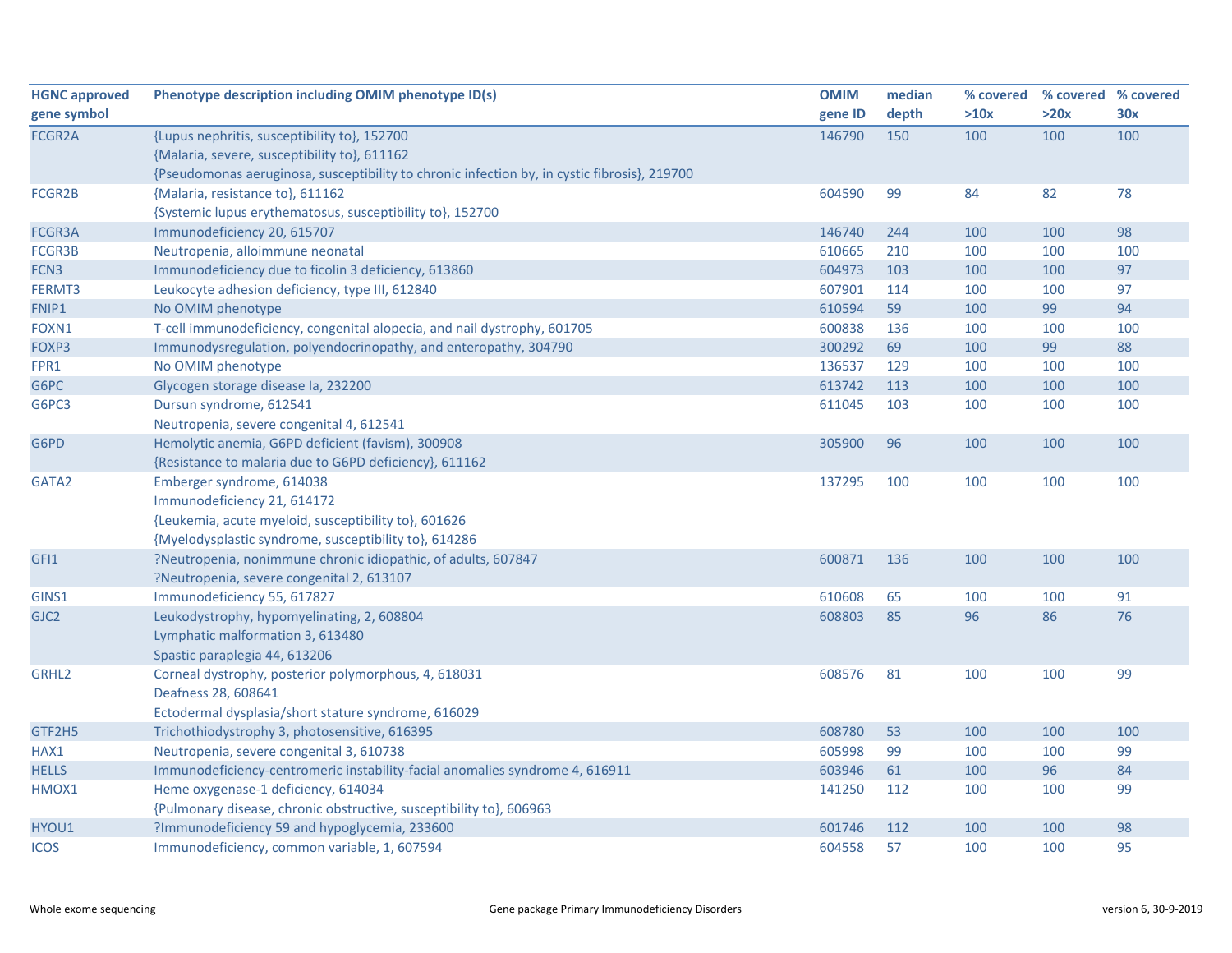| HGNC approved gene symbol | Phenotype description including OMIM phenotype ID(s) | OMIM gene ID | median depth | % covered >10x | % covered >20x | % covered 30x |
|---|---|---|---|---|---|---|
| FCGR2A | {Lupus nephritis, susceptibility to}, 152700<br>{Malaria, severe, susceptibility to}, 611162<br>{Pseudomonas aeruginosa, susceptibility to chronic infection by, in cystic fibrosis}, 219700 | 146790 | 150 | 100 | 100 | 100 |
| FCGR2B | {Malaria, resistance to}, 611162<br>{Systemic lupus erythematosus, susceptibility to}, 152700 | 604590 | 99 | 84 | 82 | 78 |
| FCGR3A | Immunodeficiency 20, 615707 | 146740 | 244 | 100 | 100 | 98 |
| FCGR3B | Neutropenia, alloimmune neonatal | 610665 | 210 | 100 | 100 | 100 |
| FCN3 | Immunodeficiency due to ficolin 3 deficiency, 613860 | 604973 | 103 | 100 | 100 | 97 |
| FERMT3 | Leukocyte adhesion deficiency, type III, 612840 | 607901 | 114 | 100 | 100 | 97 |
| FNIP1 | No OMIM phenotype | 610594 | 59 | 100 | 99 | 94 |
| FOXN1 | T-cell immunodeficiency, congenital alopecia, and nail dystrophy, 601705 | 600838 | 136 | 100 | 100 | 100 |
| FOXP3 | Immunodysregulation, polyendocrinopathy, and enteropathy, 304790 | 300292 | 69 | 100 | 99 | 88 |
| FPR1 | No OMIM phenotype | 136537 | 129 | 100 | 100 | 100 |
| G6PC | Glycogen storage disease Ia, 232200 | 613742 | 113 | 100 | 100 | 100 |
| G6PC3 | Dursun syndrome, 612541<br>Neutropenia, severe congenital 4, 612541 | 611045 | 103 | 100 | 100 | 100 |
| G6PD | Hemolytic anemia, G6PD deficient (favism), 300908<br>{Resistance to malaria due to G6PD deficiency}, 611162 | 305900 | 96 | 100 | 100 | 100 |
| GATA2 | Emberger syndrome, 614038<br>Immunodeficiency 21, 614172<br>{Leukemia, acute myeloid, susceptibility to}, 601626<br>{Myelodysplastic syndrome, susceptibility to}, 614286 | 137295 | 100 | 100 | 100 | 100 |
| GFI1 | ?Neutropenia, nonimmune chronic idiopathic, of adults, 607847<br>?Neutropenia, severe congenital 2, 613107 | 600871 | 136 | 100 | 100 | 100 |
| GINS1 | Immunodeficiency 55, 617827 | 610608 | 65 | 100 | 100 | 91 |
| GJC2 | Leukodystrophy, hypomyelinating, 2, 608804<br>Lymphatic malformation 3, 613480<br>Spastic paraplegia 44, 613206 | 608803 | 85 | 96 | 86 | 76 |
| GRHL2 | Corneal dystrophy, posterior polymorphous, 4, 618031<br>Deafness 28, 608641<br>Ectodermal dysplasia/short stature syndrome, 616029 | 608576 | 81 | 100 | 100 | 99 |
| GTF2H5 | Trichothiodystrophy 3, photosensitive, 616395 | 608780 | 53 | 100 | 100 | 100 |
| HAX1 | Neutropenia, severe congenital 3, 610738 | 605998 | 99 | 100 | 100 | 99 |
| HELLS | Immunodeficiency-centromeric instability-facial anomalies syndrome 4, 616911 | 603946 | 61 | 100 | 96 | 84 |
| HMOX1 | Heme oxygenase-1 deficiency, 614034<br>{Pulmonary disease, chronic obstructive, susceptibility to}, 606963 | 141250 | 112 | 100 | 100 | 99 |
| HYOU1 | ?Immunodeficiency 59 and hypoglycemia, 233600 | 601746 | 112 | 100 | 100 | 98 |
| ICOS | Immunodeficiency, common variable, 1, 607594 | 604558 | 57 | 100 | 100 | 95 |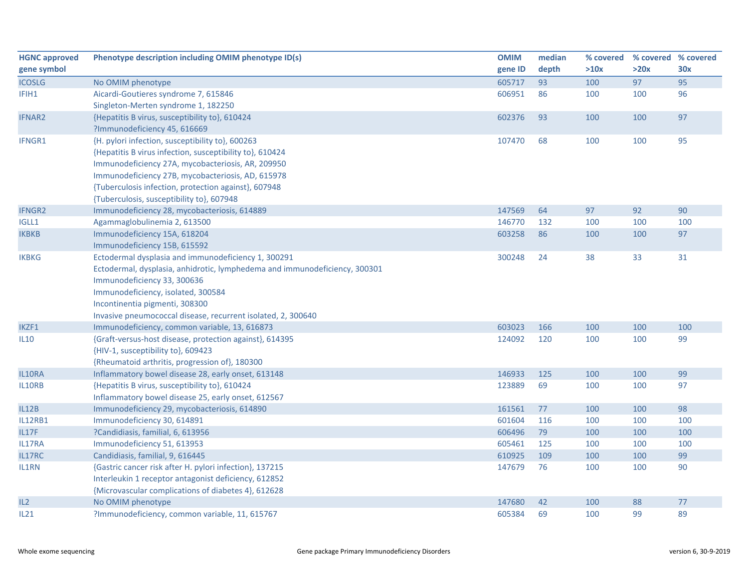| HGNC approved gene symbol | Phenotype description including OMIM phenotype ID(s) | OMIM gene ID | median depth | % covered >10x | % covered >20x | % covered 30x |
|---|---|---|---|---|---|---|
| ICOSLG | No OMIM phenotype | 605717 | 93 | 100 | 97 | 95 |
| IFIH1 | Aicardi-Goutieres syndrome 7, 615846<br>Singleton-Merten syndrome 1, 182250 | 606951 | 86 | 100 | 100 | 96 |
| IFNAR2 | {Hepatitis B virus, susceptibility to}, 610424<br>?Immunodeficiency 45, 616669 | 602376 | 93 | 100 | 100 | 97 |
| IFNGR1 | {H. pylori infection, susceptibility to}, 600263<br>{Hepatitis B virus infection, susceptibility to}, 610424<br>Immunodeficiency 27A, mycobacteriosis, AR, 209950<br>Immunodeficiency 27B, mycobacteriosis, AD, 615978<br>{Tuberculosis infection, protection against}, 607948<br>{Tuberculosis, susceptibility to}, 607948 | 107470 | 68 | 100 | 100 | 95 |
| IFNGR2 | Immunodeficiency 28, mycobacteriosis, 614889 | 147569 | 64 | 97 | 92 | 90 |
| IGLL1 | Agammaglobulinemia 2, 613500 | 146770 | 132 | 100 | 100 | 100 |
| IKBKB | Immunodeficiency 15A, 618204<br>Immunodeficiency 15B, 615592 | 603258 | 86 | 100 | 100 | 97 |
| IKBKG | Ectodermal dysplasia and immunodeficiency 1, 300291<br>Ectodermal, dysplasia, anhidrotic, lymphedema and immunodeficiency, 300301<br>Immunodeficiency 33, 300636<br>Immunodeficiency, isolated, 300584<br>Incontinentia pigmenti, 308300<br>Invasive pneumococcal disease, recurrent isolated, 2, 300640 | 300248 | 24 | 38 | 33 | 31 |
| IKZF1 | Immunodeficiency, common variable, 13, 616873 | 603023 | 166 | 100 | 100 | 100 |
| IL10 | {Graft-versus-host disease, protection against}, 614395<br>{HIV-1, susceptibility to}, 609423<br>{Rheumatoid arthritis, progression of}, 180300 | 124092 | 120 | 100 | 100 | 99 |
| IL10RA | Inflammatory bowel disease 28, early onset, 613148 | 146933 | 125 | 100 | 100 | 99 |
| IL10RB | {Hepatitis B virus, susceptibility to}, 610424<br>Inflammatory bowel disease 25, early onset, 612567 | 123889 | 69 | 100 | 100 | 97 |
| IL12B | Immunodeficiency 29, mycobacteriosis, 614890 | 161561 | 77 | 100 | 100 | 98 |
| IL12RB1 | Immunodeficiency 30, 614891 | 601604 | 116 | 100 | 100 | 100 |
| IL17F | ?Candidiasis, familial, 6, 613956 | 606496 | 79 | 100 | 100 | 100 |
| IL17RA | Immunodeficiency 51, 613953 | 605461 | 125 | 100 | 100 | 100 |
| IL17RC | Candidiasis, familial, 9, 616445 | 610925 | 109 | 100 | 100 | 99 |
| IL1RN | {Gastric cancer risk after H. pylori infection}, 137215<br>Interleukin 1 receptor antagonist deficiency, 612852<br>{Microvascular complications of diabetes 4}, 612628 | 147679 | 76 | 100 | 100 | 90 |
| IL2 | No OMIM phenotype | 147680 | 42 | 100 | 88 | 77 |
| IL21 | ?Immunodeficiency, common variable, 11, 615767 | 605384 | 69 | 100 | 99 | 89 |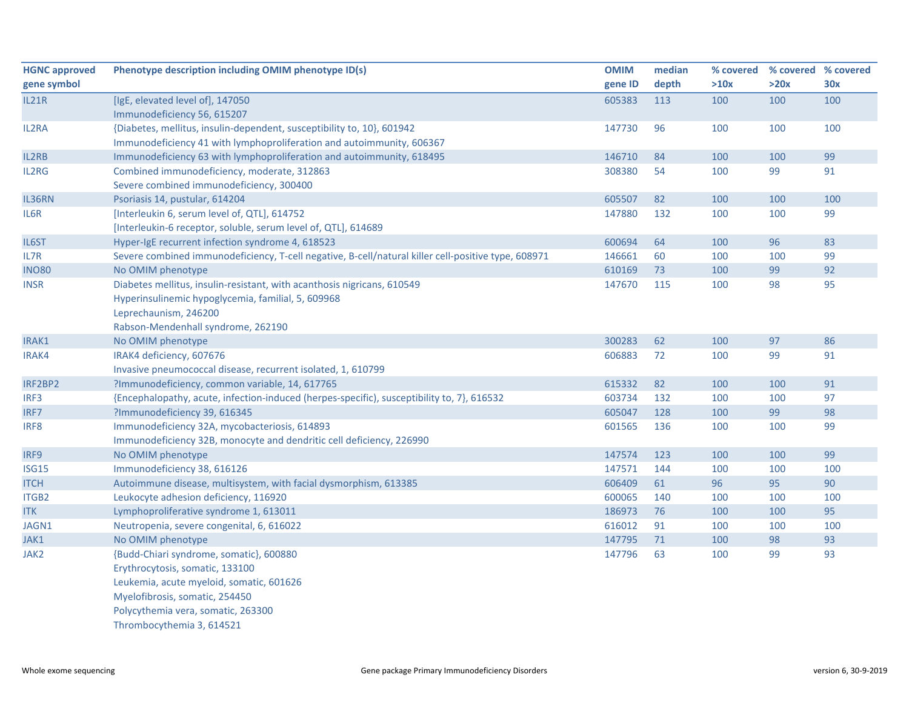| HGNC approved gene symbol | Phenotype description including OMIM phenotype ID(s) | OMIM gene ID | median depth | % covered >10x | % covered >20x | % covered 30x |
|---|---|---|---|---|---|---|
| IL21R | [IgE, elevated level of], 147050<br>Immunodeficiency 56, 615207 | 605383 | 113 | 100 | 100 | 100 |
| IL2RA | {Diabetes, mellitus, insulin-dependent, susceptibility to, 10}, 601942<br>Immunodeficiency 41 with lymphoproliferation and autoimmunity, 606367 | 147730 | 96 | 100 | 100 | 100 |
| IL2RB | Immunodeficiency 63 with lymphoproliferation and autoimmunity, 618495 | 146710 | 84 | 100 | 100 | 99 |
| IL2RG | Combined immunodeficiency, moderate, 312863<br>Severe combined immunodeficiency, 300400 | 308380 | 54 | 100 | 99 | 91 |
| IL36RN | Psoriasis 14, pustular, 614204 | 605507 | 82 | 100 | 100 | 100 |
| IL6R | [Interleukin 6, serum level of, QTL], 614752<br>[Interleukin-6 receptor, soluble, serum level of, QTL], 614689 | 147880 | 132 | 100 | 100 | 99 |
| IL6ST | Hyper-IgE recurrent infection syndrome 4, 618523 | 600694 | 64 | 100 | 96 | 83 |
| IL7R | Severe combined immunodeficiency, T-cell negative, B-cell/natural killer cell-positive type, 608971 | 146661 | 60 | 100 | 100 | 99 |
| INO80 | No OMIM phenotype | 610169 | 73 | 100 | 99 | 92 |
| INSR | Diabetes mellitus, insulin-resistant, with acanthosis nigricans, 610549<br>Hyperinsulinemic hypoglycemia, familial, 5, 609968<br>Leprechaunism, 246200<br>Rabson-Mendenhall syndrome, 262190 | 147670 | 115 | 100 | 98 | 95 |
| IRAK1 | No OMIM phenotype | 300283 | 62 | 100 | 97 | 86 |
| IRAK4 | IRAK4 deficiency, 607676<br>Invasive pneumococcal disease, recurrent isolated, 1, 610799 | 606883 | 72 | 100 | 99 | 91 |
| IRF2BP2 | ?Immunodeficiency, common variable, 14, 617765 | 615332 | 82 | 100 | 100 | 91 |
| IRF3 | {Encephalopathy, acute, infection-induced (herpes-specific), susceptibility to, 7}, 616532 | 603734 | 132 | 100 | 100 | 97 |
| IRF7 | ?Immunodeficiency 39, 616345 | 605047 | 128 | 100 | 99 | 98 |
| IRF8 | Immunodeficiency 32A, mycobacteriosis, 614893<br>Immunodeficiency 32B, monocyte and dendritic cell deficiency, 226990 | 601565 | 136 | 100 | 100 | 99 |
| IRF9 | No OMIM phenotype | 147574 | 123 | 100 | 100 | 99 |
| ISG15 | Immunodeficiency 38, 616126 | 147571 | 144 | 100 | 100 | 100 |
| ITCH | Autoimmune disease, multisystem, with facial dysmorphism, 613385 | 606409 | 61 | 96 | 95 | 90 |
| ITGB2 | Leukocyte adhesion deficiency, 116920 | 600065 | 140 | 100 | 100 | 100 |
| ITK | Lymphoproliferative syndrome 1, 613011 | 186973 | 76 | 100 | 100 | 95 |
| JAGN1 | Neutropenia, severe congenital, 6, 616022 | 616012 | 91 | 100 | 100 | 100 |
| JAK1 | No OMIM phenotype | 147795 | 71 | 100 | 98 | 93 |
| JAK2 | {Budd-Chiari syndrome, somatic}, 600880<br>Erythrocytosis, somatic, 133100<br>Leukemia, acute myeloid, somatic, 601626<br>Myelofibrosis, somatic, 254450<br>Polycythemia vera, somatic, 263300<br>Thrombocythemia 3, 614521 | 147796 | 63 | 100 | 99 | 93 |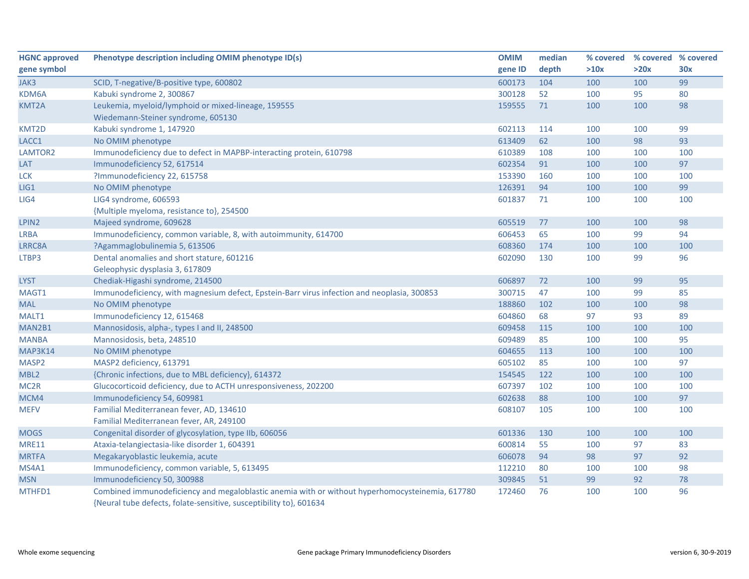| HGNC approved gene symbol | Phenotype description including OMIM phenotype ID(s) | OMIM gene ID | median depth | % covered >10x | % covered >20x | % covered 30x |
|---|---|---|---|---|---|---|
| JAK3 | SCID, T-negative/B-positive type, 600802 | 600173 | 104 | 100 | 100 | 99 |
| KDM6A | Kabuki syndrome 2, 300867 | 300128 | 52 | 100 | 95 | 80 |
| KMT2A | Leukemia, myeloid/lymphoid or mixed-lineage, 159555<br>Wiedemann-Steiner syndrome, 605130 | 159555 | 71 | 100 | 100 | 98 |
| KMT2D | Kabuki syndrome 1, 147920 | 602113 | 114 | 100 | 100 | 99 |
| LACC1 | No OMIM phenotype | 613409 | 62 | 100 | 98 | 93 |
| LAMTOR2 | Immunodeficiency due to defect in MAPBP-interacting protein, 610798 | 610389 | 108 | 100 | 100 | 100 |
| LAT | Immunodeficiency 52, 617514 | 602354 | 91 | 100 | 100 | 97 |
| LCK | ?Immunodeficiency 22, 615758 | 153390 | 160 | 100 | 100 | 100 |
| LIG1 | No OMIM phenotype | 126391 | 94 | 100 | 100 | 99 |
| LIG4 | LIG4 syndrome, 606593<br>{Multiple myeloma, resistance to}, 254500 | 601837 | 71 | 100 | 100 | 100 |
| LPIN2 | Majeed syndrome, 609628 | 605519 | 77 | 100 | 100 | 98 |
| LRBA | Immunodeficiency, common variable, 8, with autoimmunity, 614700 | 606453 | 65 | 100 | 99 | 94 |
| LRRC8A | ?Agammaglobulinemia 5, 613506 | 608360 | 174 | 100 | 100 | 100 |
| LTBP3 | Dental anomalies and short stature, 601216<br>Geleophysic dysplasia 3, 617809 | 602090 | 130 | 100 | 99 | 96 |
| LYST | Chediak-Higashi syndrome, 214500 | 606897 | 72 | 100 | 99 | 95 |
| MAGT1 | Immunodeficiency, with magnesium defect, Epstein-Barr virus infection and neoplasia, 300853 | 300715 | 47 | 100 | 99 | 85 |
| MAL | No OMIM phenotype | 188860 | 102 | 100 | 100 | 98 |
| MALT1 | Immunodeficiency 12, 615468 | 604860 | 68 | 97 | 93 | 89 |
| MAN2B1 | Mannosidosis, alpha-, types I and II, 248500 | 609458 | 115 | 100 | 100 | 100 |
| MANBA | Mannosidosis, beta, 248510 | 609489 | 85 | 100 | 100 | 95 |
| MAP3K14 | No OMIM phenotype | 604655 | 113 | 100 | 100 | 100 |
| MASP2 | MASP2 deficiency, 613791 | 605102 | 85 | 100 | 100 | 97 |
| MBL2 | {Chronic infections, due to MBL deficiency}, 614372 | 154545 | 122 | 100 | 100 | 100 |
| MC2R | Glucocorticoid deficiency, due to ACTH unresponsiveness, 202200 | 607397 | 102 | 100 | 100 | 100 |
| MCM4 | Immunodeficiency 54, 609981 | 602638 | 88 | 100 | 100 | 97 |
| MEFV | Familial Mediterranean fever, AD, 134610<br>Familial Mediterranean fever, AR, 249100 | 608107 | 105 | 100 | 100 | 100 |
| MOGS | Congenital disorder of glycosylation, type IIb, 606056 | 601336 | 130 | 100 | 100 | 100 |
| MRE11 | Ataxia-telangiectasia-like disorder 1, 604391 | 600814 | 55 | 100 | 97 | 83 |
| MRTFA | Megakaryoblastic leukemia, acute | 606078 | 94 | 98 | 97 | 92 |
| MS4A1 | Immunodeficiency, common variable, 5, 613495 | 112210 | 80 | 100 | 100 | 98 |
| MSN | Immunodeficiency 50, 300988 | 309845 | 51 | 99 | 92 | 78 |
| MTHFD1 | Combined immunodeficiency and megaloblastic anemia with or without hyperhomocysteinemia, 617780<br>{Neural tube defects, folate-sensitive, susceptibility to}, 601634 | 172460 | 76 | 100 | 100 | 96 |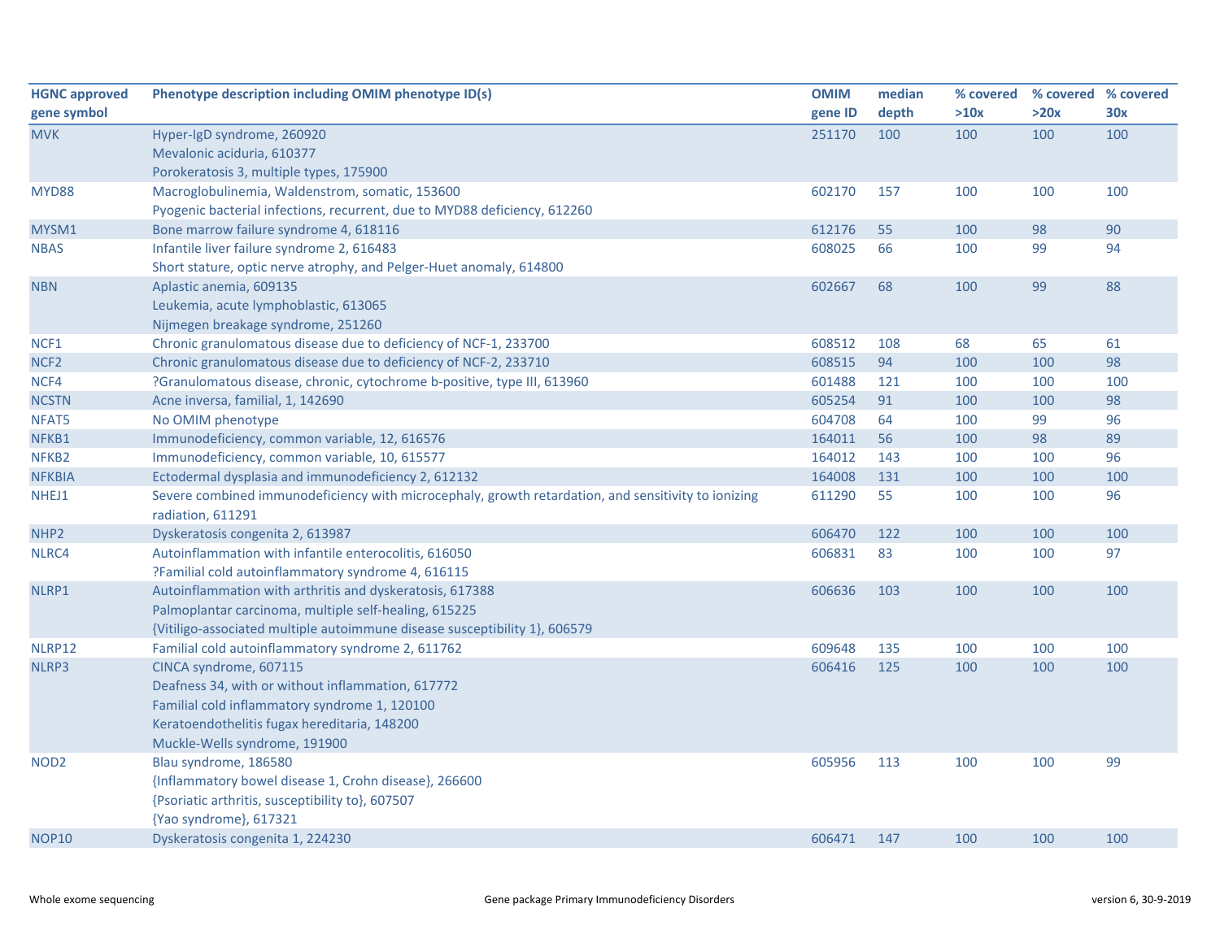| HGNC approved gene symbol | Phenotype description including OMIM phenotype ID(s) | OMIM gene ID | median depth | % covered >10x | % covered >20x | % covered 30x |
|---|---|---|---|---|---|---|
| MVK | Hyper-IgD syndrome, 260920<br>Mevalonic aciduria, 610377<br>Porokeratosis 3, multiple types, 175900 | 251170 | 100 | 100 | 100 | 100 |
| MYD88 | Macroglobulinemia, Waldenstrom, somatic, 153600<br>Pyogenic bacterial infections, recurrent, due to MYD88 deficiency, 612260 | 602170 | 157 | 100 | 100 | 100 |
| MYSM1 | Bone marrow failure syndrome 4, 618116 | 612176 | 55 | 100 | 98 | 90 |
| NBAS | Infantile liver failure syndrome 2, 616483<br>Short stature, optic nerve atrophy, and Pelger-Huet anomaly, 614800 | 608025 | 66 | 100 | 99 | 94 |
| NBN | Aplastic anemia, 609135<br>Leukemia, acute lymphoblastic, 613065<br>Nijmegen breakage syndrome, 251260 | 602667 | 68 | 100 | 99 | 88 |
| NCF1 | Chronic granulomatous disease due to deficiency of NCF-1, 233700 | 608512 | 108 | 68 | 65 | 61 |
| NCF2 | Chronic granulomatous disease due to deficiency of NCF-2, 233710 | 608515 | 94 | 100 | 100 | 98 |
| NCF4 | ?Granulomatous disease, chronic, cytochrome b-positive, type III, 613960 | 601488 | 121 | 100 | 100 | 100 |
| NCSTN | Acne inversa, familial, 1, 142690 | 605254 | 91 | 100 | 100 | 98 |
| NFAT5 | No OMIM phenotype | 604708 | 64 | 100 | 99 | 96 |
| NFKB1 | Immunodeficiency, common variable, 12, 616576 | 164011 | 56 | 100 | 98 | 89 |
| NFKB2 | Immunodeficiency, common variable, 10, 615577 | 164012 | 143 | 100 | 100 | 96 |
| NFKBIA | Ectodermal dysplasia and immunodeficiency 2, 612132 | 164008 | 131 | 100 | 100 | 100 |
| NHEJ1 | Severe combined immunodeficiency with microcephaly, growth retardation, and sensitivity to ionizing radiation, 611291 | 611290 | 55 | 100 | 100 | 96 |
| NHP2 | Dyskeratosis congenita 2, 613987 | 606470 | 122 | 100 | 100 | 100 |
| NLRC4 | Autoinflammation with infantile enterocolitis, 616050<br>?Familial cold autoinflammatory syndrome 4, 616115 | 606831 | 83 | 100 | 100 | 97 |
| NLRP1 | Autoinflammation with arthritis and dyskeratosis, 617388<br>Palmoplantar carcinoma, multiple self-healing, 615225<br>{Vitiligo-associated multiple autoimmune disease susceptibility 1}, 606579 | 606636 | 103 | 100 | 100 | 100 |
| NLRP12 | Familial cold autoinflammatory syndrome 2, 611762 | 609648 | 135 | 100 | 100 | 100 |
| NLRP3 | CINCA syndrome, 607115<br>Deafness 34, with or without inflammation, 617772<br>Familial cold inflammatory syndrome 1, 120100<br>Keratoendothelitis fugax hereditaria, 148200<br>Muckle-Wells syndrome, 191900 | 606416 | 125 | 100 | 100 | 100 |
| NOD2 | Blau syndrome, 186580<br>{Inflammatory bowel disease 1, Crohn disease}, 266600<br>{Psoriatic arthritis, susceptibility to}, 607507<br>{Yao syndrome}, 617321 | 605956 | 113 | 100 | 100 | 99 |
| NOP10 | Dyskeratosis congenita 1, 224230 | 606471 | 147 | 100 | 100 | 100 |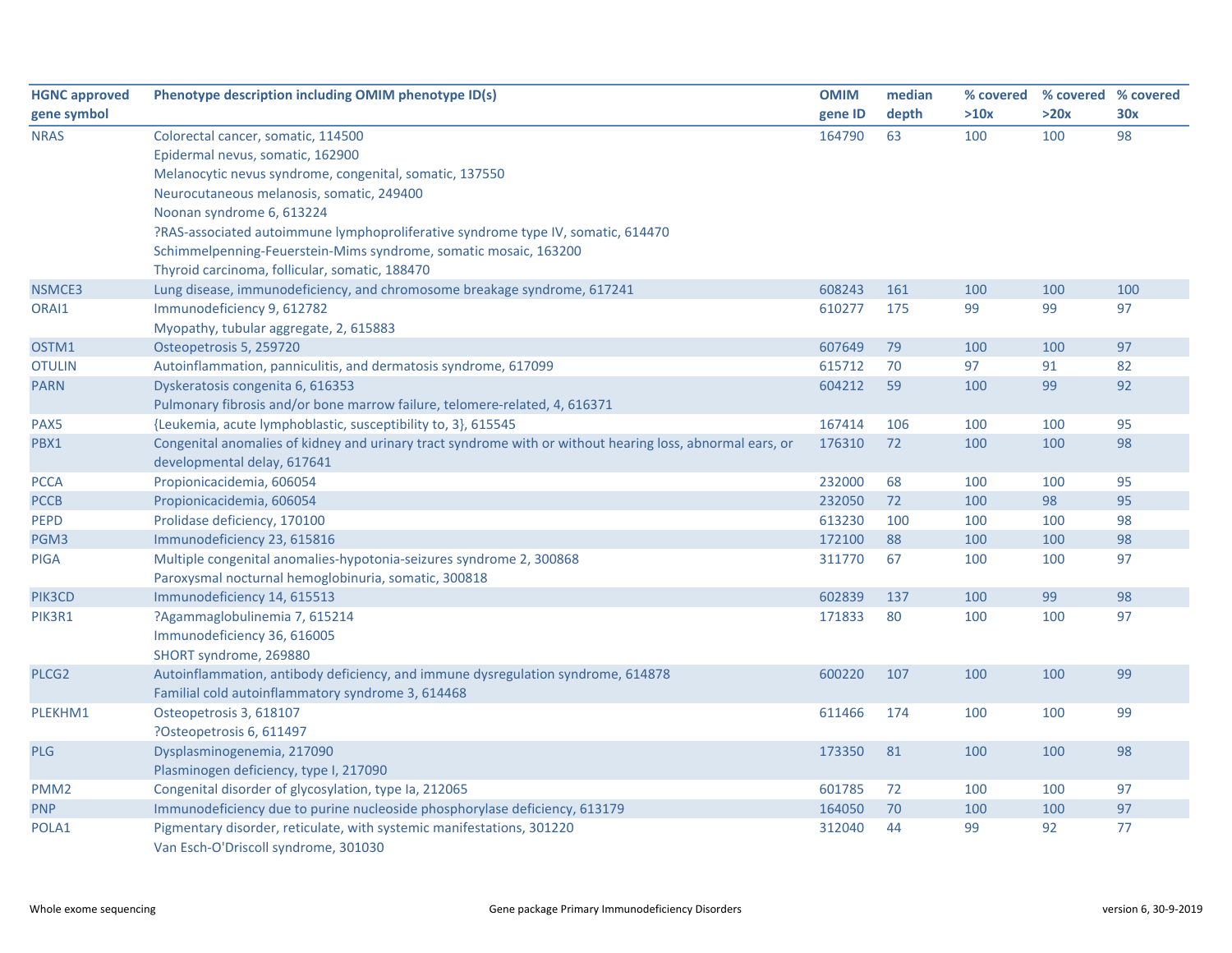| HGNC approved gene symbol | Phenotype description including OMIM phenotype ID(s) | OMIM gene ID | median depth | % covered >10x | % covered >20x | % covered 30x |
|---|---|---|---|---|---|---|
| NRAS | Colorectal cancer, somatic, 114500<br>Epidermal nevus, somatic, 162900<br>Melanocytic nevus syndrome, congenital, somatic, 137550<br>Neurocutaneous melanosis, somatic, 249400<br>Noonan syndrome 6, 613224<br>?RAS-associated autoimmune lymphoproliferative syndrome type IV, somatic, 614470<br>Schimmelpenning-Feuerstein-Mims syndrome, somatic mosaic, 163200<br>Thyroid carcinoma, follicular, somatic, 188470 | 164790 | 63 | 100 | 100 | 98 |
| NSMCE3 | Lung disease, immunodeficiency, and chromosome breakage syndrome, 617241 | 608243 | 161 | 100 | 100 | 100 |
| ORAI1 | Immunodeficiency 9, 612782<br>Myopathy, tubular aggregate, 2, 615883 | 610277 | 175 | 99 | 99 | 97 |
| OSTM1 | Osteopetrosis 5, 259720 | 607649 | 79 | 100 | 100 | 97 |
| OTULIN | Autoinflammation, panniculitis, and dermatosis syndrome, 617099 | 615712 | 70 | 97 | 91 | 82 |
| PARN | Dyskeratosis congenita 6, 616353<br>Pulmonary fibrosis and/or bone marrow failure, telomere-related, 4, 616371 | 604212 | 59 | 100 | 99 | 92 |
| PAX5 | {Leukemia, acute lymphoblastic, susceptibility to, 3}, 615545 | 167414 | 106 | 100 | 100 | 95 |
| PBX1 | Congenital anomalies of kidney and urinary tract syndrome with or without hearing loss, abnormal ears, or developmental delay, 617641 | 176310 | 72 | 100 | 100 | 98 |
| PCCA | Propionicacidemia, 606054 | 232000 | 68 | 100 | 100 | 95 |
| PCCB | Propionicacidemia, 606054 | 232050 | 72 | 100 | 98 | 95 |
| PEPD | Prolidase deficiency, 170100 | 613230 | 100 | 100 | 100 | 98 |
| PGM3 | Immunodeficiency 23, 615816 | 172100 | 88 | 100 | 100 | 98 |
| PIGA | Multiple congenital anomalies-hypotonia-seizures syndrome 2, 300868<br>Paroxysmal nocturnal hemoglobinuria, somatic, 300818 | 311770 | 67 | 100 | 100 | 97 |
| PIK3CD | Immunodeficiency 14, 615513 | 602839 | 137 | 100 | 99 | 98 |
| PIK3R1 | ?Agammaglobulinemia 7, 615214<br>Immunodeficiency 36, 616005<br>SHORT syndrome, 269880 | 171833 | 80 | 100 | 100 | 97 |
| PLCG2 | Autoinflammation, antibody deficiency, and immune dysregulation syndrome, 614878<br>Familial cold autoinflammatory syndrome 3, 614468 | 600220 | 107 | 100 | 100 | 99 |
| PLEKHM1 | Osteopetrosis 3, 618107<br>?Osteopetrosis 6, 611497 | 611466 | 174 | 100 | 100 | 99 |
| PLG | Dysplasminogenemia, 217090<br>Plasminogen deficiency, type I, 217090 | 173350 | 81 | 100 | 100 | 98 |
| PMM2 | Congenital disorder of glycosylation, type Ia, 212065 | 601785 | 72 | 100 | 100 | 97 |
| PNP | Immunodeficiency due to purine nucleoside phosphorylase deficiency, 613179 | 164050 | 70 | 100 | 100 | 97 |
| POLA1 | Pigmentary disorder, reticulate, with systemic manifestations, 301220<br>Van Esch-O'Driscoll syndrome, 301030 | 312040 | 44 | 99 | 92 | 77 |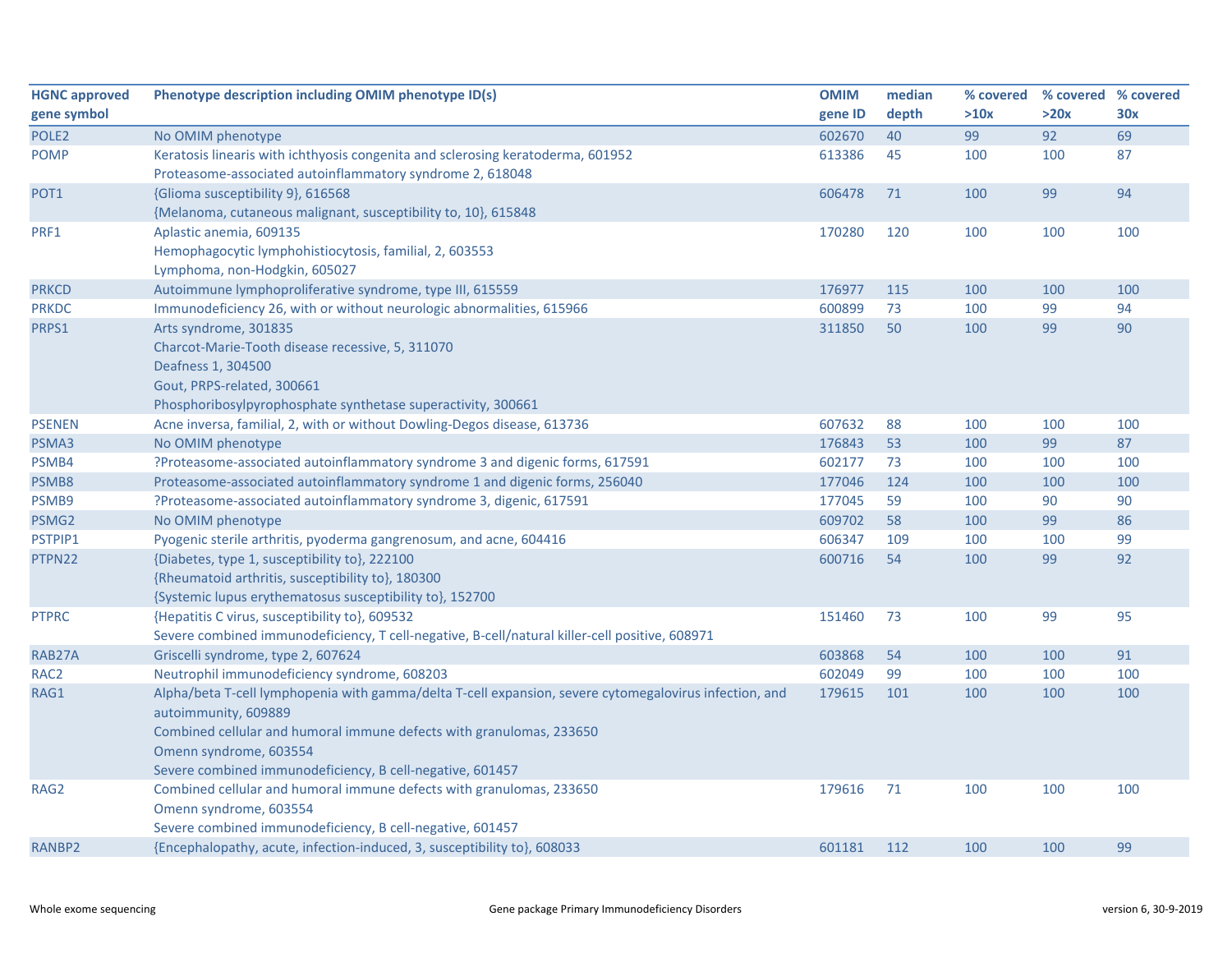| HGNC approved gene symbol | Phenotype description including OMIM phenotype ID(s) | OMIM gene ID | median depth | % covered >10x | % covered >20x | % covered 30x |
|---|---|---|---|---|---|---|
| POLE2 | No OMIM phenotype | 602670 | 40 | 99 | 92 | 69 |
| POMP | Keratosis linearis with ichthyosis congenita and sclerosing keratoderma, 601952<br>Proteasome-associated autoinflammatory syndrome 2, 618048 | 613386 | 45 | 100 | 100 | 87 |
| POT1 | {Glioma susceptibility 9}, 616568<br>{Melanoma, cutaneous malignant, susceptibility to, 10}, 615848 | 606478 | 71 | 100 | 99 | 94 |
| PRF1 | Aplastic anemia, 609135<br>Hemophagocytic lymphohistiocytosis, familial, 2, 603553<br>Lymphoma, non-Hodgkin, 605027 | 170280 | 120 | 100 | 100 | 100 |
| PRKCD | Autoimmune lymphoproliferative syndrome, type III, 615559 | 176977 | 115 | 100 | 100 | 100 |
| PRKDC | Immunodeficiency 26, with or without neurologic abnormalities, 615966 | 600899 | 73 | 100 | 99 | 94 |
| PRPS1 | Arts syndrome, 301835<br>Charcot-Marie-Tooth disease recessive, 5, 311070<br>Deafness 1, 304500<br>Gout, PRPS-related, 300661<br>Phosphoribosylpyrophosphate synthetase superactivity, 300661 | 311850 | 50 | 100 | 99 | 90 |
| PSENEN | Acne inversa, familial, 2, with or without Dowling-Degos disease, 613736 | 607632 | 88 | 100 | 100 | 100 |
| PSMA3 | No OMIM phenotype | 176843 | 53 | 100 | 99 | 87 |
| PSMB4 | ?Proteasome-associated autoinflammatory syndrome 3 and digenic forms, 617591 | 602177 | 73 | 100 | 100 | 100 |
| PSMB8 | Proteasome-associated autoinflammatory syndrome 1 and digenic forms, 256040 | 177046 | 124 | 100 | 100 | 100 |
| PSMB9 | ?Proteasome-associated autoinflammatory syndrome 3, digenic, 617591 | 177045 | 59 | 100 | 90 | 90 |
| PSMG2 | No OMIM phenotype | 609702 | 58 | 100 | 99 | 86 |
| PSTPIP1 | Pyogenic sterile arthritis, pyoderma gangrenosum, and acne, 604416 | 606347 | 109 | 100 | 100 | 99 |
| PTPN22 | {Diabetes, type 1, susceptibility to}, 222100<br>{Rheumatoid arthritis, susceptibility to}, 180300<br>{Systemic lupus erythematosus susceptibility to}, 152700 | 600716 | 54 | 100 | 99 | 92 |
| PTPRC | {Hepatitis C virus, susceptibility to}, 609532<br>Severe combined immunodeficiency, T cell-negative, B-cell/natural killer-cell positive, 608971 | 151460 | 73 | 100 | 99 | 95 |
| RAB27A | Griscelli syndrome, type 2, 607624 | 603868 | 54 | 100 | 100 | 91 |
| RAC2 | Neutrophil immunodeficiency syndrome, 608203 | 602049 | 99 | 100 | 100 | 100 |
| RAG1 | Alpha/beta T-cell lymphopenia with gamma/delta T-cell expansion, severe cytomegalovirus infection, and autoimmunity, 609889<br>Combined cellular and humoral immune defects with granulomas, 233650<br>Omenn syndrome, 603554<br>Severe combined immunodeficiency, B cell-negative, 601457 | 179615 | 101 | 100 | 100 | 100 |
| RAG2 | Combined cellular and humoral immune defects with granulomas, 233650<br>Omenn syndrome, 603554<br>Severe combined immunodeficiency, B cell-negative, 601457 | 179616 | 71 | 100 | 100 | 100 |
| RANBP2 | {Encephalopathy, acute, infection-induced, 3, susceptibility to}, 608033 | 601181 | 112 | 100 | 100 | 99 |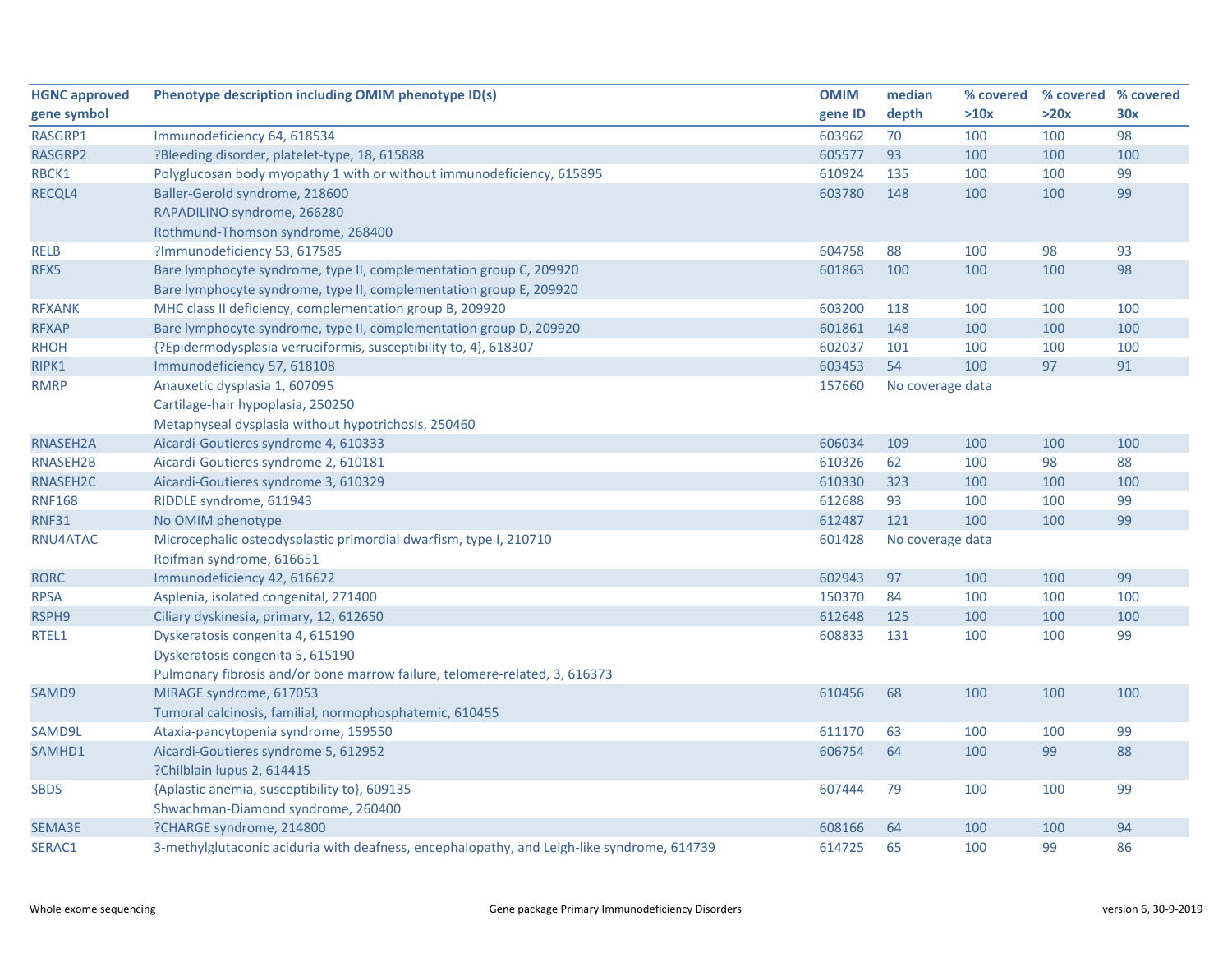| HGNC approved gene symbol | Phenotype description including OMIM phenotype ID(s) | OMIM gene ID | median depth | % covered >10x | % covered >20x | % covered 30x |
|---|---|---|---|---|---|---|
| RASGRP1 | Immunodeficiency 64, 618534 | 603962 | 70 | 100 | 100 | 98 |
| RASGRP2 | ?Bleeding disorder, platelet-type, 18, 615888 | 605577 | 93 | 100 | 100 | 100 |
| RBCK1 | Polyglucosan body myopathy 1 with or without immunodeficiency, 615895 | 610924 | 135 | 100 | 100 | 99 |
| RECQL4 | Baller-Gerold syndrome, 218600<br>RAPADILINO syndrome, 266280<br>Rothmund-Thomson syndrome, 268400 | 603780 | 148 | 100 | 100 | 99 |
| RELB | ?Immunodeficiency 53, 617585 | 604758 | 88 | 100 | 98 | 93 |
| RFX5 | Bare lymphocyte syndrome, type II, complementation group C, 209920<br>Bare lymphocyte syndrome, type II, complementation group E, 209920 | 601863 | 100 | 100 | 100 | 98 |
| RFXANK | MHC class II deficiency, complementation group B, 209920 | 603200 | 118 | 100 | 100 | 100 |
| RFXAP | Bare lymphocyte syndrome, type II, complementation group D, 209920 | 601861 | 148 | 100 | 100 | 100 |
| RHOH | {?Epidermodysplasia verruciformis, susceptibility to, 4}, 618307 | 602037 | 101 | 100 | 100 | 100 |
| RIPK1 | Immunodeficiency 57, 618108 | 603453 | 54 | 100 | 97 | 91 |
| RMRP | Anauxetic dysplasia 1, 607095<br>Cartilage-hair hypoplasia, 250250<br>Metaphyseal dysplasia without hypotrichosis, 250460 | 157660 | No coverage data | | | |
| RNASEH2A | Aicardi-Goutieres syndrome 4, 610333 | 606034 | 109 | 100 | 100 | 100 |
| RNASEH2B | Aicardi-Goutieres syndrome 2, 610181 | 610326 | 62 | 100 | 98 | 88 |
| RNASEH2C | Aicardi-Goutieres syndrome 3, 610329 | 610330 | 323 | 100 | 100 | 100 |
| RNF168 | RIDDLE syndrome, 611943 | 612688 | 93 | 100 | 100 | 99 |
| RNF31 | No OMIM phenotype | 612487 | 121 | 100 | 100 | 99 |
| RNU4ATAC | Microcephalic osteodysplastic primordial dwarfism, type I, 210710<br>Roifman syndrome, 616651 | 601428 | No coverage data | | | |
| RORC | Immunodeficiency 42, 616622 | 602943 | 97 | 100 | 100 | 99 |
| RPSA | Asplenia, isolated congenital, 271400 | 150370 | 84 | 100 | 100 | 100 |
| RSPH9 | Ciliary dyskinesia, primary, 12, 612650 | 612648 | 125 | 100 | 100 | 100 |
| RTEL1 | Dyskeratosis congenita 4, 615190<br>Dyskeratosis congenita 5, 615190<br>Pulmonary fibrosis and/or bone marrow failure, telomere-related, 3, 616373 | 608833 | 131 | 100 | 100 | 99 |
| SAMD9 | MIRAGE syndrome, 617053<br>Tumoral calcinosis, familial, normophosphatemic, 610455 | 610456 | 68 | 100 | 100 | 100 |
| SAMD9L | Ataxia-pancytopenia syndrome, 159550 | 611170 | 63 | 100 | 100 | 99 |
| SAMHD1 | Aicardi-Goutieres syndrome 5, 612952<br>?Chilblain lupus 2, 614415 | 606754 | 64 | 100 | 99 | 88 |
| SBDS | {Aplastic anemia, susceptibility to}, 609135<br>Shwachman-Diamond syndrome, 260400 | 607444 | 79 | 100 | 100 | 99 |
| SEMA3E | ?CHARGE syndrome, 214800 | 608166 | 64 | 100 | 100 | 94 |
| SERAC1 | 3-methylglutaconic aciduria with deafness, encephalopathy, and Leigh-like syndrome, 614739 | 614725 | 65 | 100 | 99 | 86 |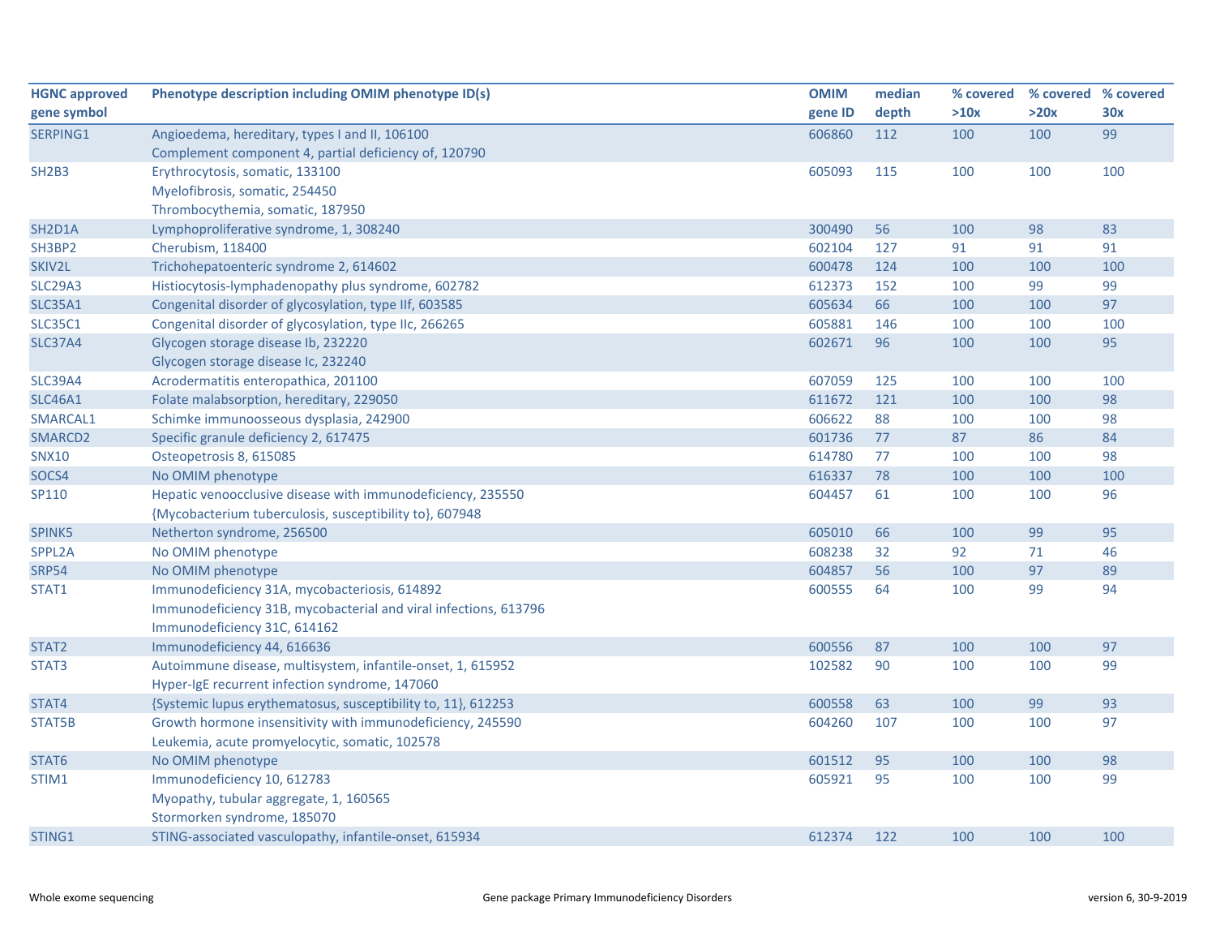| HGNC approved gene symbol | Phenotype description including OMIM phenotype ID(s) | OMIM gene ID | median depth | % covered >10x | % covered >20x | % covered 30x |
|---|---|---|---|---|---|---|
| SERPING1 | Angioedema, hereditary, types I and II, 106100<br>Complement component 4, partial deficiency of, 120790 | 606860 | 112 | 100 | 100 | 99 |
| SH2B3 | Erythrocytosis, somatic, 133100<br>Myelofibrosis, somatic, 254450<br>Thrombocythemia, somatic, 187950 | 605093 | 115 | 100 | 100 | 100 |
| SH2D1A | Lymphoproliferative syndrome, 1, 308240 | 300490 | 56 | 100 | 98 | 83 |
| SH3BP2 | Cherubism, 118400 | 602104 | 127 | 91 | 91 | 91 |
| SKIV2L | Trichohepatoenteric syndrome 2, 614602 | 600478 | 124 | 100 | 100 | 100 |
| SLC29A3 | Histiocytosis-lymphadenopathy plus syndrome, 602782 | 612373 | 152 | 100 | 99 | 99 |
| SLC35A1 | Congenital disorder of glycosylation, type IIf, 603585 | 605634 | 66 | 100 | 100 | 97 |
| SLC35C1 | Congenital disorder of glycosylation, type IIc, 266265 | 605881 | 146 | 100 | 100 | 100 |
| SLC37A4 | Glycogen storage disease Ib, 232220<br>Glycogen storage disease Ic, 232240 | 602671 | 96 | 100 | 100 | 95 |
| SLC39A4 | Acrodermatitis enteropathica, 201100 | 607059 | 125 | 100 | 100 | 100 |
| SLC46A1 | Folate malabsorption, hereditary, 229050 | 611672 | 121 | 100 | 100 | 98 |
| SMARCAL1 | Schimke immunoosseous dysplasia, 242900 | 606622 | 88 | 100 | 100 | 98 |
| SMARCD2 | Specific granule deficiency 2, 617475 | 601736 | 77 | 87 | 86 | 84 |
| SNX10 | Osteopetrosis 8, 615085 | 614780 | 77 | 100 | 100 | 98 |
| SOCS4 | No OMIM phenotype | 616337 | 78 | 100 | 100 | 100 |
| SP110 | Hepatic venoocclusive disease with immunodeficiency, 235550<br>{Mycobacterium tuberculosis, susceptibility to}, 607948 | 604457 | 61 | 100 | 100 | 96 |
| SPINK5 | Netherton syndrome, 256500 | 605010 | 66 | 100 | 99 | 95 |
| SPPL2A | No OMIM phenotype | 608238 | 32 | 92 | 71 | 46 |
| SRP54 | No OMIM phenotype | 604857 | 56 | 100 | 97 | 89 |
| STAT1 | Immunodeficiency 31A, mycobacteriosis, 614892<br>Immunodeficiency 31B, mycobacterial and viral infections, 613796<br>Immunodeficiency 31C, 614162 | 600555 | 64 | 100 | 99 | 94 |
| STAT2 | Immunodeficiency 44, 616636 | 600556 | 87 | 100 | 100 | 97 |
| STAT3 | Autoimmune disease, multisystem, infantile-onset, 1, 615952<br>Hyper-IgE recurrent infection syndrome, 147060 | 102582 | 90 | 100 | 100 | 99 |
| STAT4 | {Systemic lupus erythematosus, susceptibility to, 11}, 612253 | 600558 | 63 | 100 | 99 | 93 |
| STAT5B | Growth hormone insensitivity with immunodeficiency, 245590<br>Leukemia, acute promyelocytic, somatic, 102578 | 604260 | 107 | 100 | 100 | 97 |
| STAT6 | No OMIM phenotype | 601512 | 95 | 100 | 100 | 98 |
| STIM1 | Immunodeficiency 10, 612783<br>Myopathy, tubular aggregate, 1, 160565<br>Stormorken syndrome, 185070 | 605921 | 95 | 100 | 100 | 99 |
| STING1 | STING-associated vasculopathy, infantile-onset, 615934 | 612374 | 122 | 100 | 100 | 100 |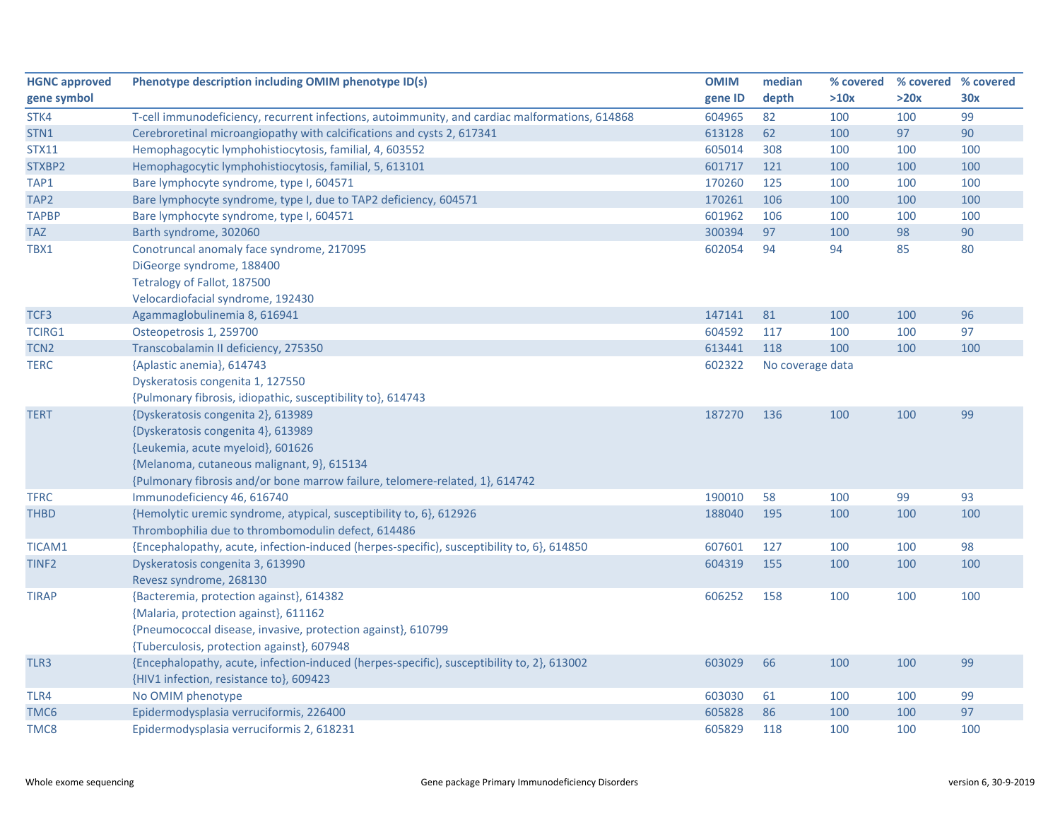| HGNC approved gene symbol | Phenotype description including OMIM phenotype ID(s) | OMIM gene ID | median depth | % covered >10x | % covered >20x | % covered 30x |
|---|---|---|---|---|---|---|
| STK4 | T-cell immunodeficiency, recurrent infections, autoimmunity, and cardiac malformations, 614868 | 604965 | 82 | 100 | 100 | 99 |
| STN1 | Cerebroretinal microangiopathy with calcifications and cysts 2, 617341 | 613128 | 62 | 100 | 97 | 90 |
| STX11 | Hemophagocytic lymphohistiocytosis, familial, 4, 603552 | 605014 | 308 | 100 | 100 | 100 |
| STXBP2 | Hemophagocytic lymphohistiocytosis, familial, 5, 613101 | 601717 | 121 | 100 | 100 | 100 |
| TAP1 | Bare lymphocyte syndrome, type I, 604571 | 170260 | 125 | 100 | 100 | 100 |
| TAP2 | Bare lymphocyte syndrome, type I, due to TAP2 deficiency, 604571 | 170261 | 106 | 100 | 100 | 100 |
| TAPBP | Bare lymphocyte syndrome, type I, 604571 | 601962 | 106 | 100 | 100 | 100 |
| TAZ | Barth syndrome, 302060 | 300394 | 97 | 100 | 98 | 90 |
| TBX1 | Conotruncal anomaly face syndrome, 217095<br>DiGeorge syndrome, 188400<br>Tetralogy of Fallot, 187500<br>Velocardiofacial syndrome, 192430 | 602054 | 94 | 94 | 85 | 80 |
| TCF3 | Agammaglobulinemia 8, 616941 | 147141 | 81 | 100 | 100 | 96 |
| TCIRG1 | Osteopetrosis 1, 259700 | 604592 | 117 | 100 | 100 | 97 |
| TCN2 | Transcobalamin II deficiency, 275350 | 613441 | 118 | 100 | 100 | 100 |
| TERC | {Aplastic anemia}, 614743<br>Dyskeratosis congenita 1, 127550<br>{Pulmonary fibrosis, idiopathic, susceptibility to}, 614743 | 602322 | No coverage data | | | |
| TERT | {Dyskeratosis congenita 2}, 613989<br>{Dyskeratosis congenita 4}, 613989<br>{Leukemia, acute myeloid}, 601626<br>{Melanoma, cutaneous malignant, 9}, 615134<br>{Pulmonary fibrosis and/or bone marrow failure, telomere-related, 1}, 614742 | 187270 | 136 | 100 | 100 | 99 |
| TFRC | Immunodeficiency 46, 616740 | 190010 | 58 | 100 | 99 | 93 |
| THBD | {Hemolytic uremic syndrome, atypical, susceptibility to, 6}, 612926<br>Thrombophilia due to thrombomodulin defect, 614486 | 188040 | 195 | 100 | 100 | 100 |
| TICAM1 | {Encephalopathy, acute, infection-induced (herpes-specific), susceptibility to, 6}, 614850 | 607601 | 127 | 100 | 100 | 98 |
| TINF2 | Dyskeratosis congenita 3, 613990<br>Revesz syndrome, 268130 | 604319 | 155 | 100 | 100 | 100 |
| TIRAP | {Bacteremia, protection against}, 614382<br>{Malaria, protection against}, 611162<br>{Pneumococcal disease, invasive, protection against}, 610799<br>{Tuberculosis, protection against}, 607948 | 606252 | 158 | 100 | 100 | 100 |
| TLR3 | {Encephalopathy, acute, infection-induced (herpes-specific), susceptibility to, 2}, 613002<br>{HIV1 infection, resistance to}, 609423 | 603029 | 66 | 100 | 100 | 99 |
| TLR4 | No OMIM phenotype | 603030 | 61 | 100 | 100 | 99 |
| TMC6 | Epidermodysplasia verruciformis, 226400 | 605828 | 86 | 100 | 100 | 97 |
| TMC8 | Epidermodysplasia verruciformis 2, 618231 | 605829 | 118 | 100 | 100 | 100 |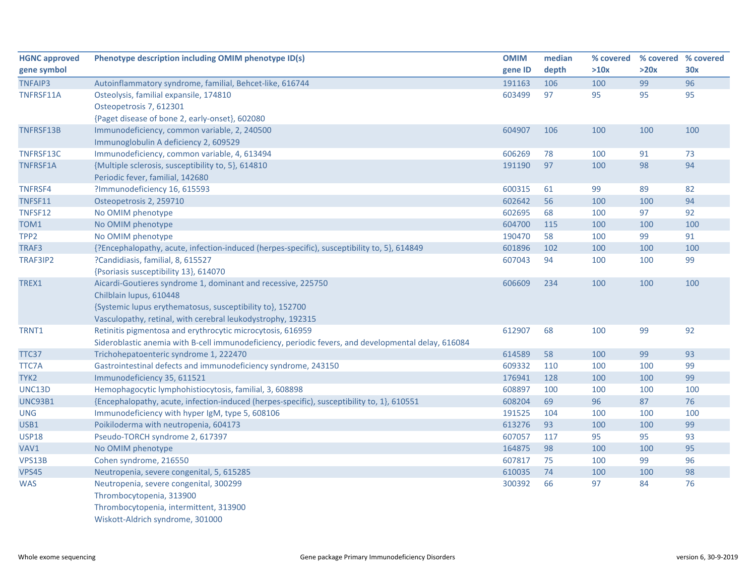| HGNC approved gene symbol | Phenotype description including OMIM phenotype ID(s) | OMIM gene ID | median depth | % covered >10x | % covered >20x | % covered 30x |
|---|---|---|---|---|---|---|
| TNFAIP3 | Autoinflammatory syndrome, familial, Behcet-like, 616744 | 191163 | 106 | 100 | 99 | 96 |
| TNFRSF11A | Osteolysis, familial expansile, 174810<br>Osteopetrosis 7, 612301<br>{Paget disease of bone 2, early-onset}, 602080 | 603499 | 97 | 95 | 95 | 95 |
| TNFRSF13B | Immunodeficiency, common variable, 2, 240500<br>Immunoglobulin A deficiency 2, 609529 | 604907 | 106 | 100 | 100 | 100 |
| TNFRSF13C | Immunodeficiency, common variable, 4, 613494 | 606269 | 78 | 100 | 91 | 73 |
| TNFRSF1A | {Multiple sclerosis, susceptibility to, 5}, 614810<br>Periodic fever, familial, 142680 | 191190 | 97 | 100 | 98 | 94 |
| TNFRSF4 | ?Immunodeficiency 16, 615593 | 600315 | 61 | 99 | 89 | 82 |
| TNFSF11 | Osteopetrosis 2, 259710 | 602642 | 56 | 100 | 100 | 94 |
| TNFSF12 | No OMIM phenotype | 602695 | 68 | 100 | 97 | 92 |
| TOM1 | No OMIM phenotype | 604700 | 115 | 100 | 100 | 100 |
| TPP2 | No OMIM phenotype | 190470 | 58 | 100 | 99 | 91 |
| TRAF3 | {?Encephalopathy, acute, infection-induced (herpes-specific), susceptibility to, 5}, 614849 | 601896 | 102 | 100 | 100 | 100 |
| TRAF3IP2 | ?Candidiasis, familial, 8, 615527<br>{Psoriasis susceptibility 13}, 614070 | 607043 | 94 | 100 | 100 | 99 |
| TREX1 | Aicardi-Goutieres syndrome 1, dominant and recessive, 225750<br>Chilblain lupus, 610448<br>{Systemic lupus erythematosus, susceptibility to}, 152700<br>Vasculopathy, retinal, with cerebral leukodystrophy, 192315 | 606609 | 234 | 100 | 100 | 100 |
| TRNT1 | Retinitis pigmentosa and erythrocytic microcytosis, 616959<br>Sideroblastic anemia with B-cell immunodeficiency, periodic fevers, and developmental delay, 616084 | 612907 | 68 | 100 | 99 | 92 |
| TTC37 | Trichohepatoenteric syndrome 1, 222470 | 614589 | 58 | 100 | 99 | 93 |
| TTC7A | Gastrointestinal defects and immunodeficiency syndrome, 243150 | 609332 | 110 | 100 | 100 | 99 |
| TYK2 | Immunodeficiency 35, 611521 | 176941 | 128 | 100 | 100 | 99 |
| UNC13D | Hemophagocytic lymphohistiocytosis, familial, 3, 608898 | 608897 | 100 | 100 | 100 | 100 |
| UNC93B1 | {Encephalopathy, acute, infection-induced (herpes-specific), susceptibility to, 1}, 610551 | 608204 | 69 | 96 | 87 | 76 |
| UNG | Immunodeficiency with hyper IgM, type 5, 608106 | 191525 | 104 | 100 | 100 | 100 |
| USB1 | Poikiloderma with neutropenia, 604173 | 613276 | 93 | 100 | 100 | 99 |
| USP18 | Pseudo-TORCH syndrome 2, 617397 | 607057 | 117 | 95 | 95 | 93 |
| VAV1 | No OMIM phenotype | 164875 | 98 | 100 | 100 | 95 |
| VPS13B | Cohen syndrome, 216550 | 607817 | 75 | 100 | 99 | 96 |
| VPS45 | Neutropenia, severe congenital, 5, 615285 | 610035 | 74 | 100 | 100 | 98 |
| WAS | Neutropenia, severe congenital, 300299<br>Thrombocytopenia, 313900<br>Thrombocytopenia, intermittent, 313900<br>Wiskott-Aldrich syndrome, 301000 | 300392 | 66 | 97 | 84 | 76 |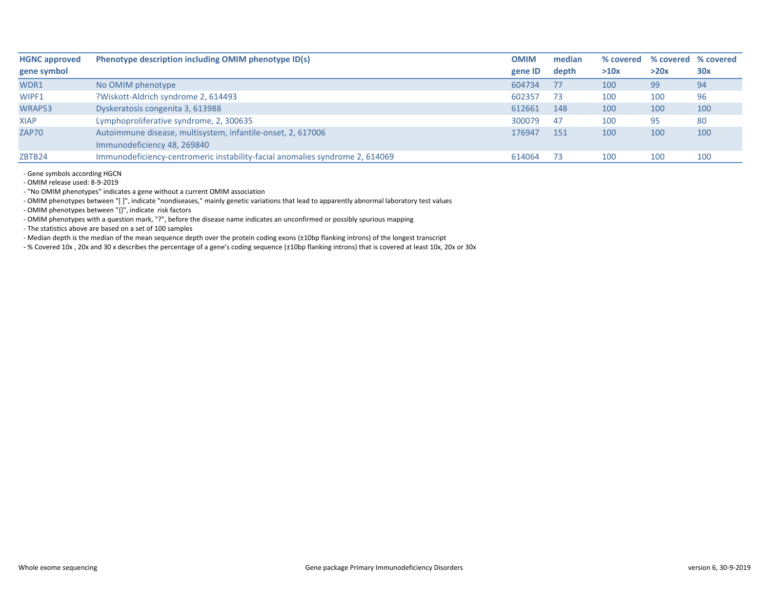| HGNC approved gene symbol | Phenotype description including OMIM phenotype ID(s) | OMIM gene ID | median depth | % covered >10x | % covered >20x | % covered 30x |
|---|---|---|---|---|---|---|
| WDR1 | No OMIM phenotype | 604734 | 77 | 100 | 99 | 94 |
| WIPF1 | ?Wiskott-Aldrich syndrome 2, 614493 | 602357 | 73 | 100 | 100 | 96 |
| WRAP53 | Dyskeratosis congenita 3, 613988 | 612661 | 148 | 100 | 100 | 100 |
| XIAP | Lymphoproliferative syndrome, 2, 300635 | 300079 | 47 | 100 | 95 | 80 |
| ZAP70 | Autoimmune disease, multisystem, infantile-onset, 2, 617006<br>Immunodeficiency 48, 269840 | 176947 | 151 | 100 | 100 | 100 |
| ZBTB24 | Immunodeficiency-centromeric instability-facial anomalies syndrome 2, 614069 | 614064 | 73 | 100 | 100 | 100 |

- Gene symbols according HGCN
- OMIM release used: 8-9-2019
- "No OMIM phenotypes" indicates a gene without a current OMIM association
- OMIM phenotypes between "[ ]", indicate "nondiseases," mainly genetic variations that lead to apparently abnormal laboratory test values
- OMIM phenotypes between "{}", indicate risk factors
- OMIM phenotypes with a question mark, "?", before the disease name indicates an unconfirmed or possibly spurious mapping
- The statistics above are based on a set of 100 samples
- Median depth is the median of the mean sequence depth over the protein coding exons (±10bp flanking introns) of the longest transcript
- % Covered 10x , 20x and 30 x describes the percentage of a gene's coding sequence (±10bp flanking introns) that is covered at least 10x, 20x or 30x